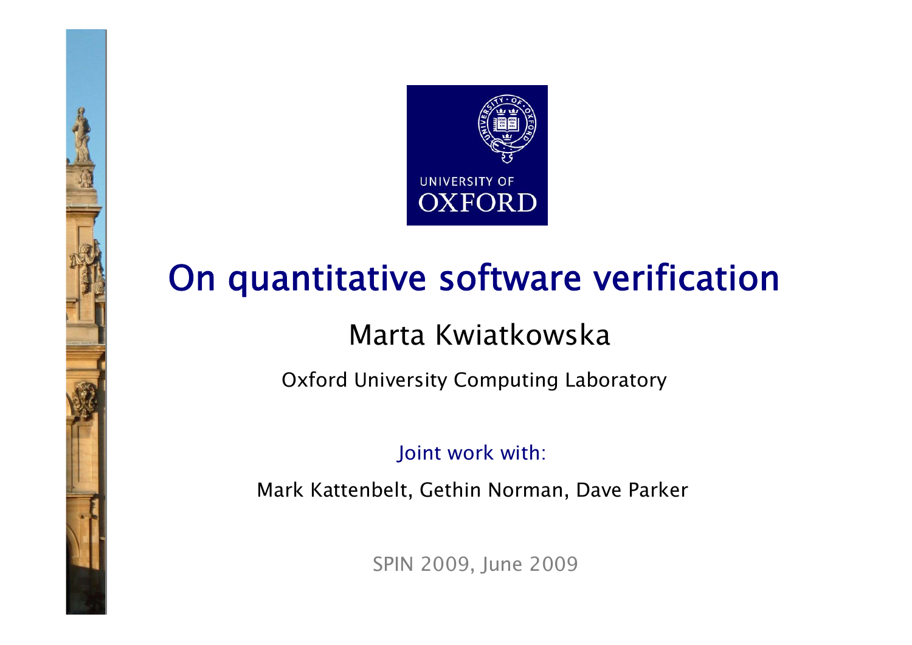# On quantitative software verification

Marta Kwiatkowska

Oxford University Computing Laboratory

Joint work with:

Mark Kattenbelt, Gethin Norman, Dave Parker

SPIN 2009, June 2009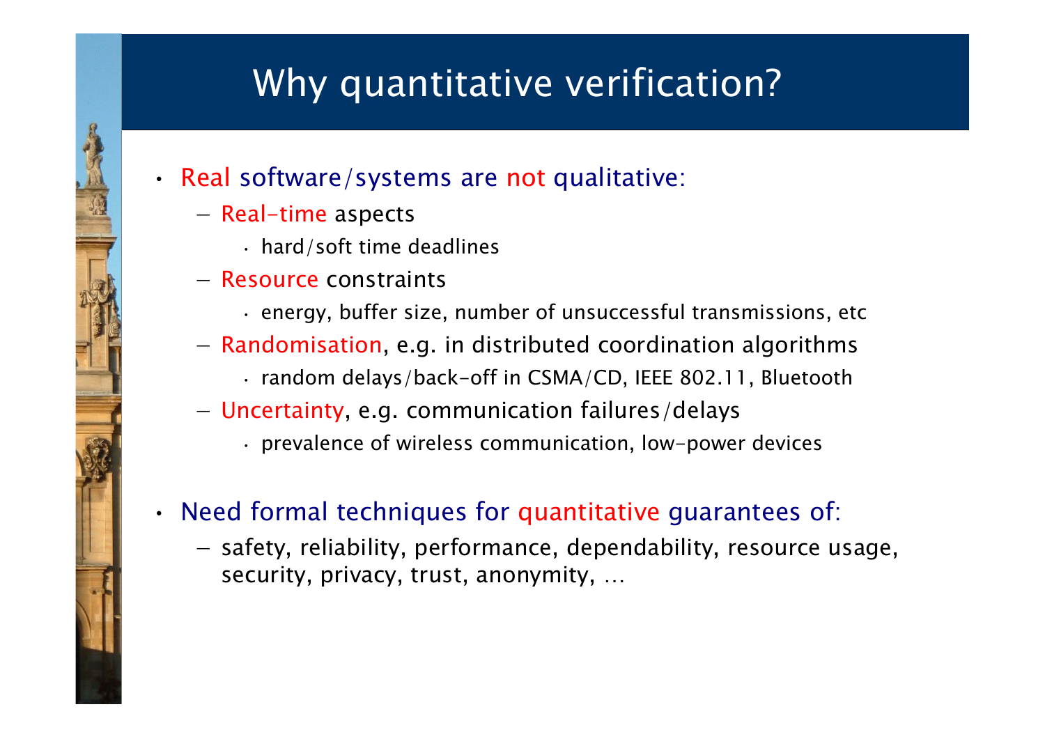# Why quantitative verification?

- Real software/systems are not qualitative:
  - Real-time aspects
    - hard/soft time deadlines
  - Resource constraints
    - energy, buffer size, number of unsuccessful transmissions, etc
  - Randomisation, e.g. in distributed coordination algorithms
    - random delays/back-off in CSMA/CD, IEEE 802.11, Bluetooth
  - Uncertainty, e.g. communication failures/delays
    - prevalence of wireless communication, low-power devices

- Need formal techniques for quantitative guarantees of:
  - safety, reliability, performance, dependability, resource usage, security, privacy, trust, anonymity, …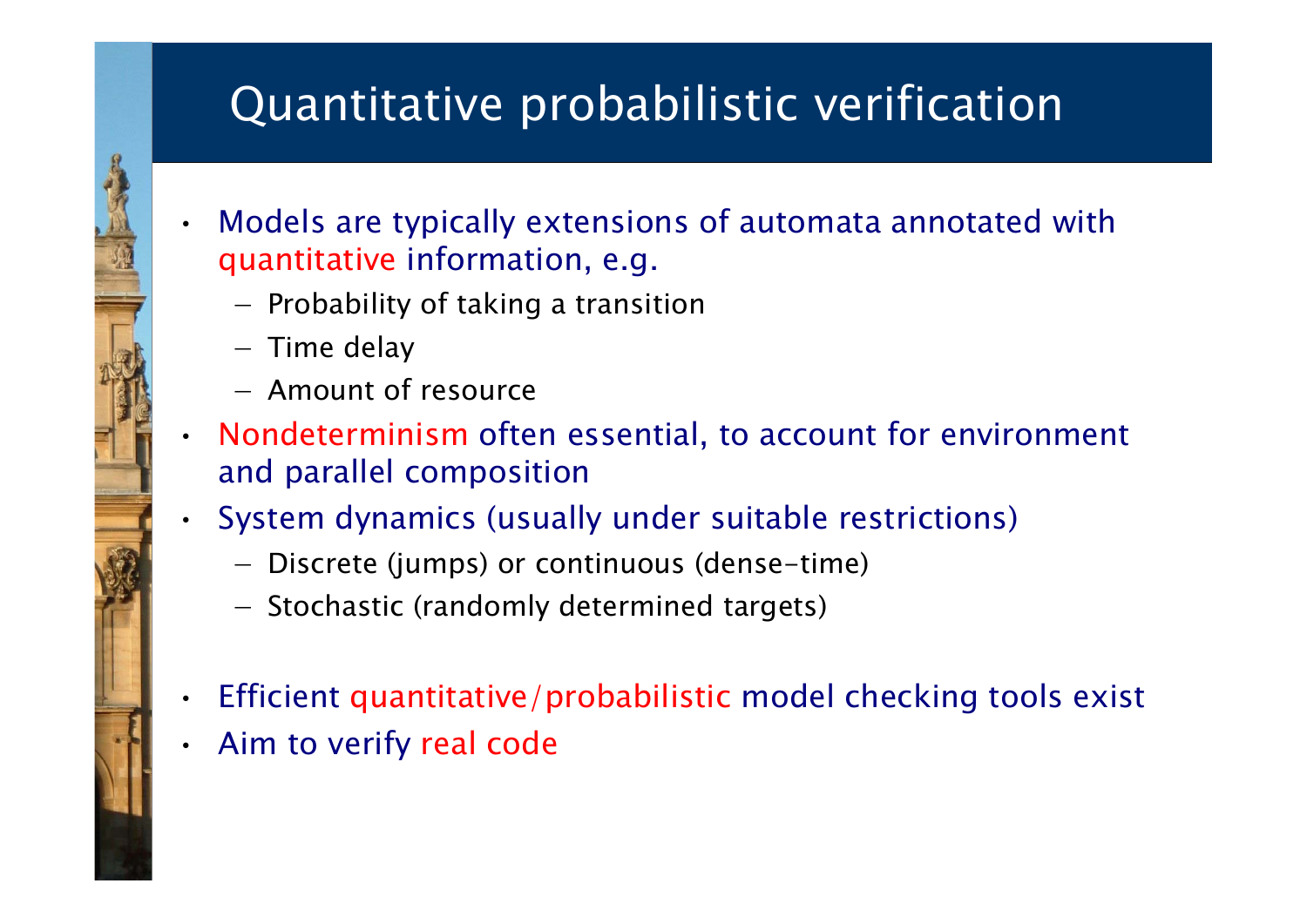# Quantitative probabilistic verification

- Models are typically extensions of automata annotated with quantitative information, e.g.
  - Probability of taking a transition
  - Time delay
  - Amount of resource
- Nondeterminism often essential, to account for environment and parallel composition
- System dynamics (usually under suitable restrictions)
  - Discrete (jumps) or continuous (dense-time)
  - Stochastic (randomly determined targets)
- Efficient quantitative/probabilistic model checking tools exist
- Aim to verify real code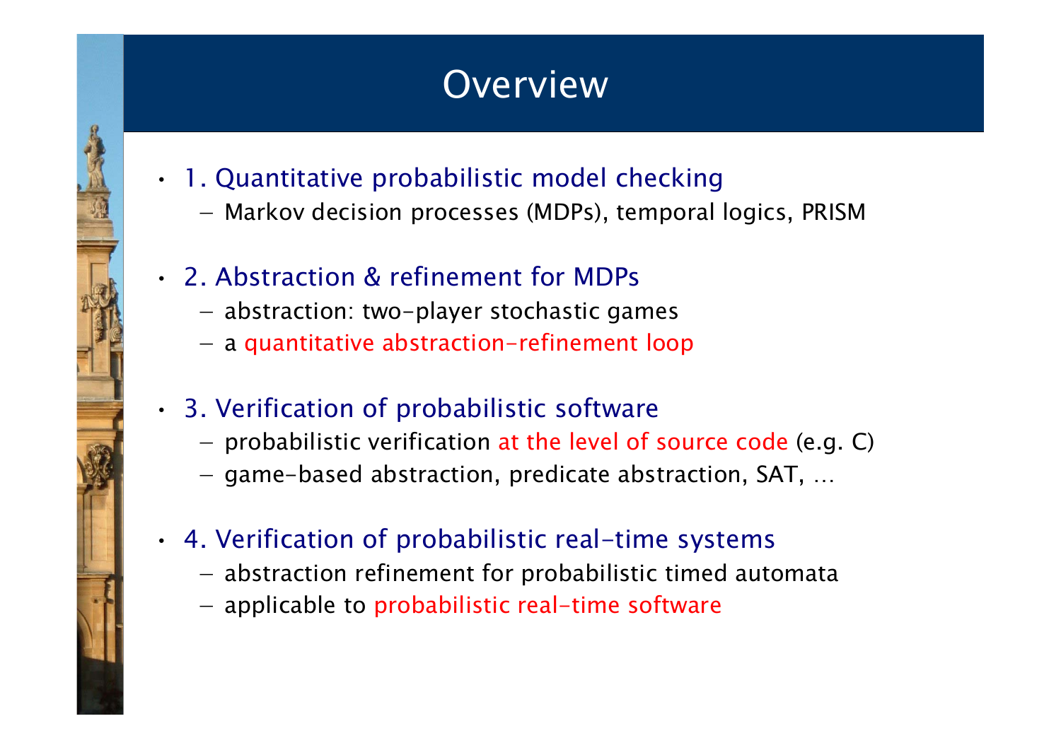# Overview

- 1. Quantitative probabilistic model checking
  - Markov decision processes (MDPs), temporal logics, PRISM
- 2. Abstraction & refinement for MDPs
  - abstraction: two-player stochastic games
  - a quantitative abstraction-refinement loop
- 3. Verification of probabilistic software
  - probabilistic verification at the level of source code (e.g. C)
  - game-based abstraction, predicate abstraction, SAT, …
- 4. Verification of probabilistic real-time systems
  - abstraction refinement for probabilistic timed automata
  - applicable to probabilistic real-time software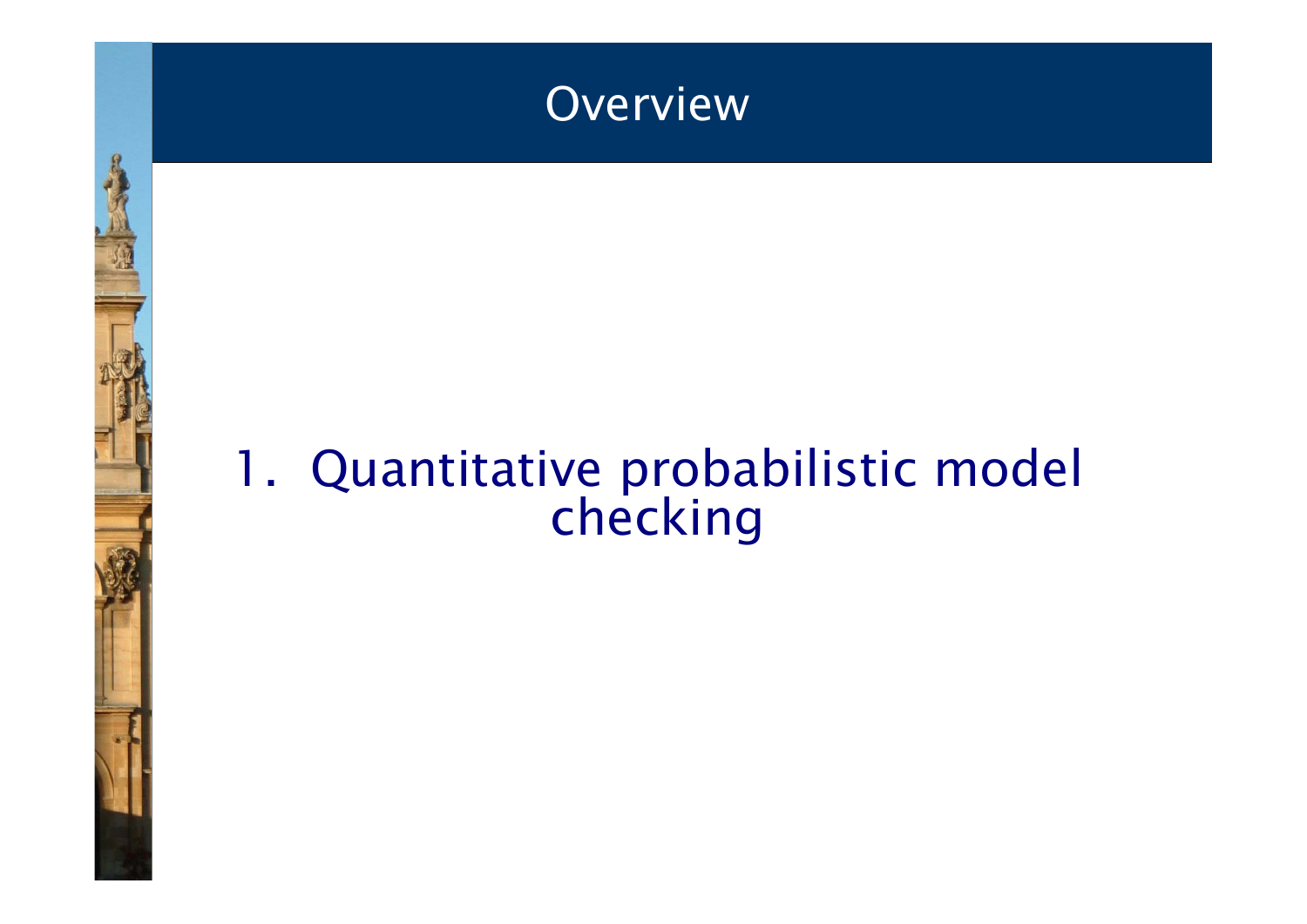# Overview

1. Quantitative probabilistic model checking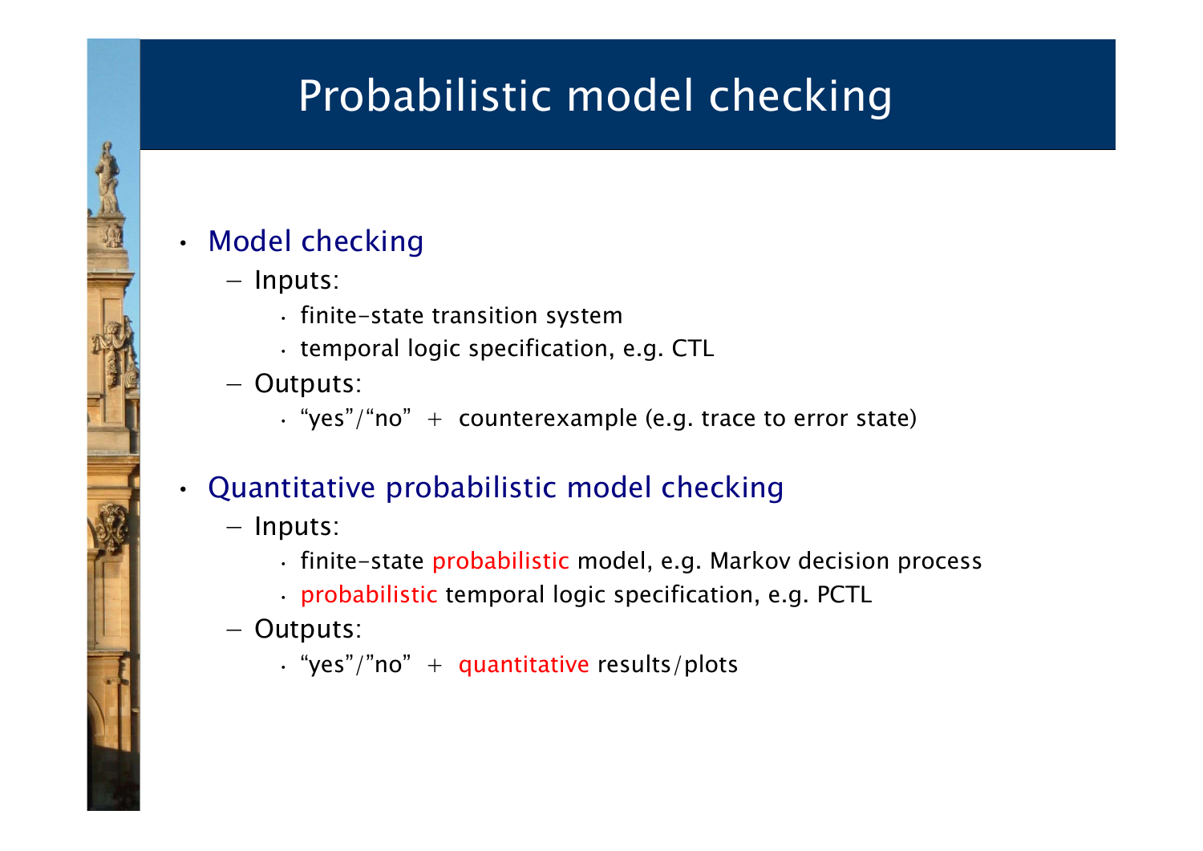# Probabilistic model checking

- Model checking
  - Inputs:
    - finite-state transition system
    - temporal logic specification, e.g. CTL
  - Outputs:
    - "yes"/"no" + counterexample (e.g. trace to error state)

- Quantitative probabilistic model checking
  - Inputs:
    - finite-state probabilistic model, e.g. Markov decision process
    - probabilistic temporal logic specification, e.g. PCTL
  - Outputs:
    - "yes"/"no" + quantitative results/plots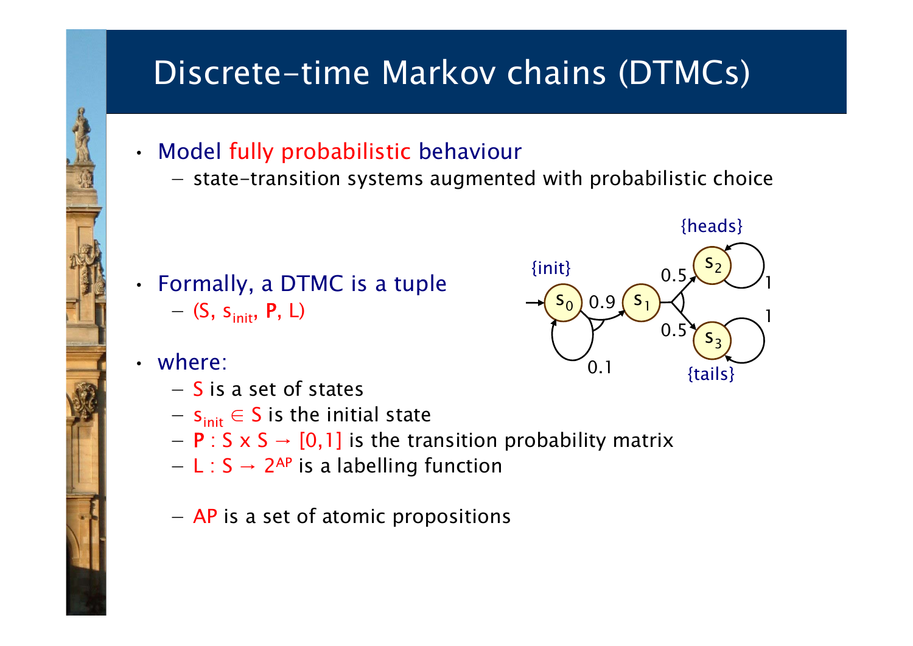# Discrete-time Markov chains (DTMCs)

- Model fully probabilistic behaviour
  - state-transition systems augmented with probabilistic choice

- Formally, a DTMC is a tuple
  - $(S, s_{init}, \mathbf{P}, L)$

- where:
  - $S$ is a set of states
  - $s_{init} \in S$ is the initial state
  - $\mathbf{P} : S \times S \rightarrow [0,1]$ is the transition probability matrix
  - $L : S \rightarrow 2^{AP}$ is a labelling function

  - $AP$ is a set of atomic propositions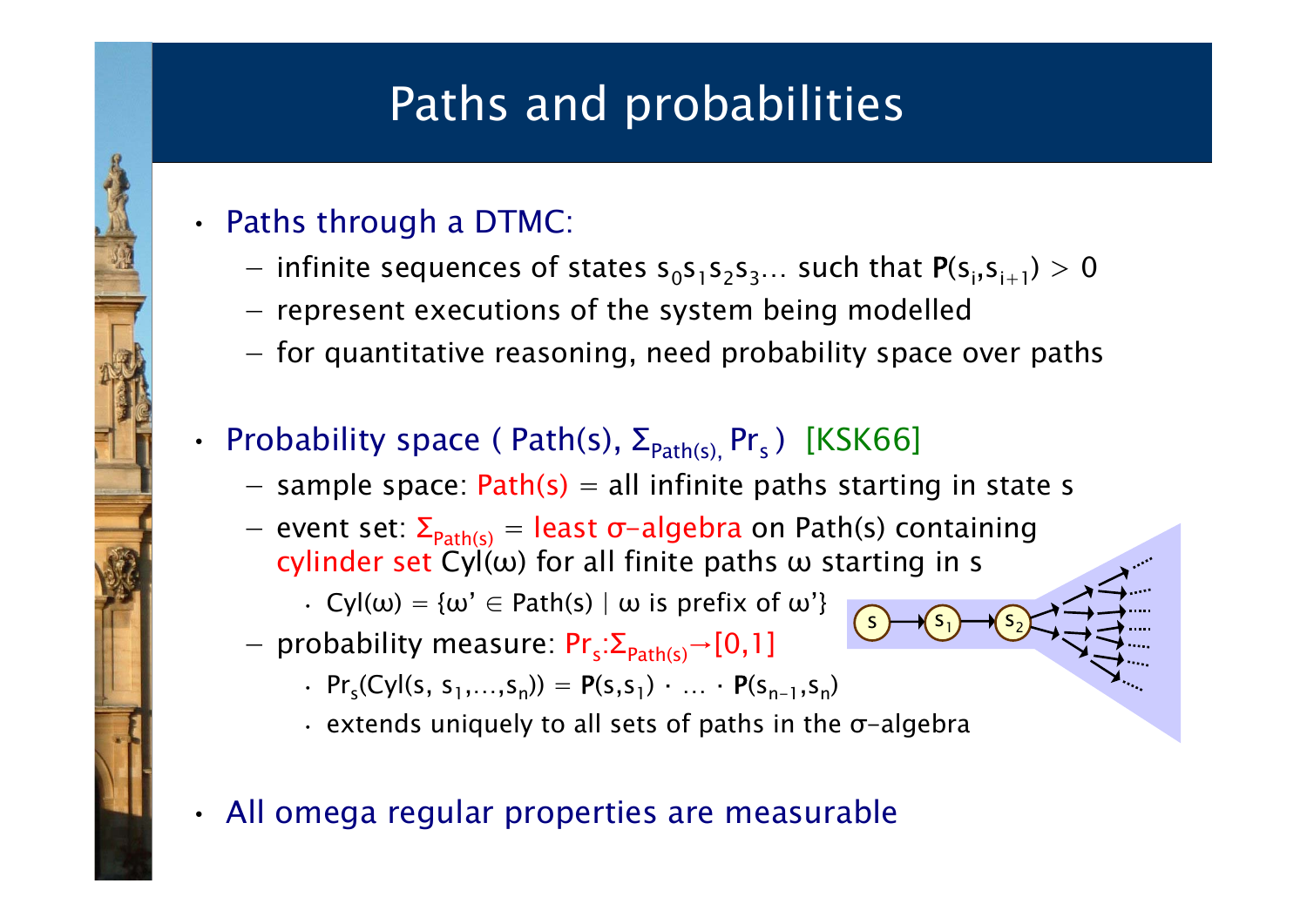# Paths and probabilities

- Paths through a DTMC:
  - infinite sequences of states $s_0 s_1 s_2 s_3 \ldots$ such that $\mathbf{P}(s_i, s_{i+1}) > 0$
  - represent executions of the system being modelled
  - for quantitative reasoning, need probability space over paths

- Probability space ( $Path(s)$, $\Sigma_{Path(s)}$, $Pr_s$ ) [KSK66]
  - sample space: $Path(s)$ = all infinite paths starting in state s
  - event set: $\Sigma_{Path(s)}$ = least σ-algebra on $Path(s)$ containing cylinder set $Cyl(\omega)$ for all finite paths ω starting in s
    - $Cyl(\omega) = \{\omega' \in Path(s) \mid \omega \text{ is prefix of } \omega'\}$
  - probability measure: $Pr_s : \Sigma_{Path(s)} \rightarrow [0,1]$
    - $Pr_s(Cyl(s, s_1, \ldots, s_n)) = \mathbf{P}(s, s_1) \cdot \ldots \cdot \mathbf{P}(s_{n-1}, s_n)$
    - extends uniquely to all sets of paths in the σ-algebra

- All omega regular properties are measurable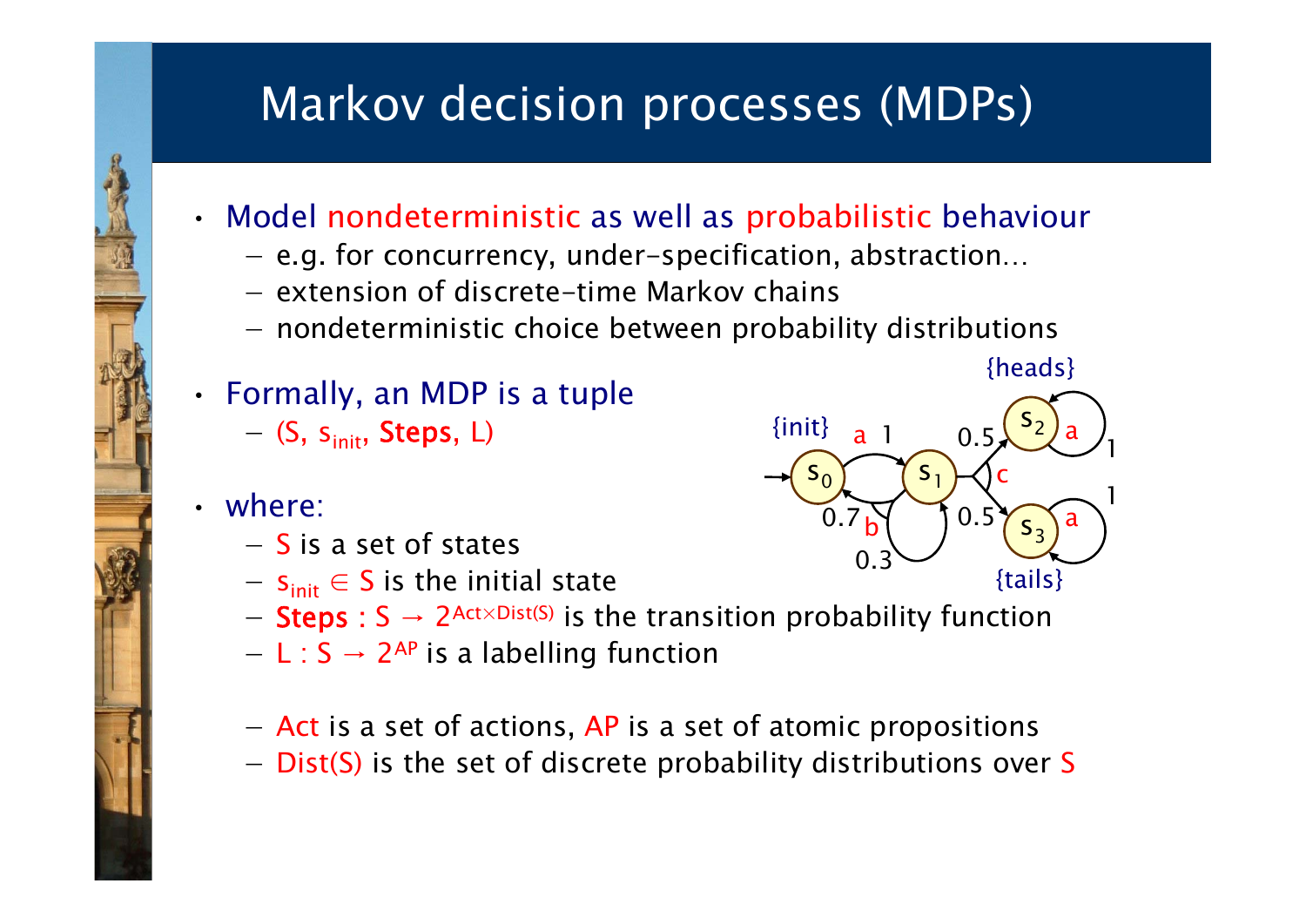# Markov decision processes (MDPs)

- Model nondeterministic as well as probabilistic behaviour
  - e.g. for concurrency, under-specification, abstraction…
  - extension of discrete-time Markov chains
  - nondeterministic choice between probability distributions
- Formally, an MDP is a tuple
  - $(S, s_{init}, \textbf{Steps}, L)$
- where:
  - $S$ is a set of states
  - $s_{init} \in S$ is the initial state
  - $\textbf{Steps} : S \rightarrow 2^{Act \times Dist(S)}$ is the transition probability function
  - $L : S \rightarrow 2^{AP}$ is a labelling function
  - $Act$ is a set of actions, $AP$ is a set of atomic propositions
  - $Dist(S)$ is the set of discrete probability distributions over $S$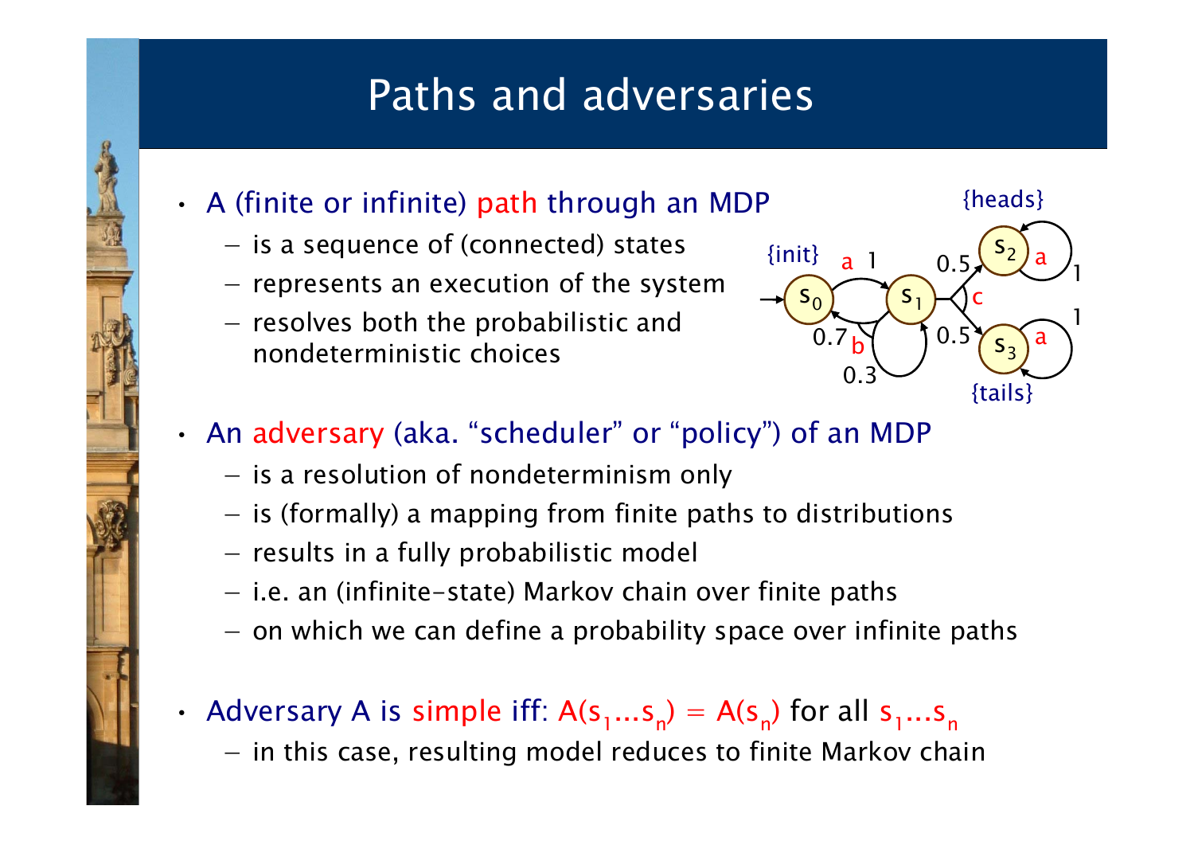# Paths and adversaries

- A (finite or infinite) path through an MDP
  - is a sequence of (connected) states
  - represents an execution of the system
  - resolves both the probabilistic and nondeterministic choices

- An adversary (aka. “scheduler” or “policy”) of an MDP
  - is a resolution of nondeterminism only
  - is (formally) a mapping from finite paths to distributions
  - results in a fully probabilistic model
  - i.e. an (infinite-state) Markov chain over finite paths
  - on which we can define a probability space over infinite paths

- Adversary A is simple iff: $A(s_1...s_n) = A(s_n)$ for all $s_1...s_n$
  - in this case, resulting model reduces to finite Markov chain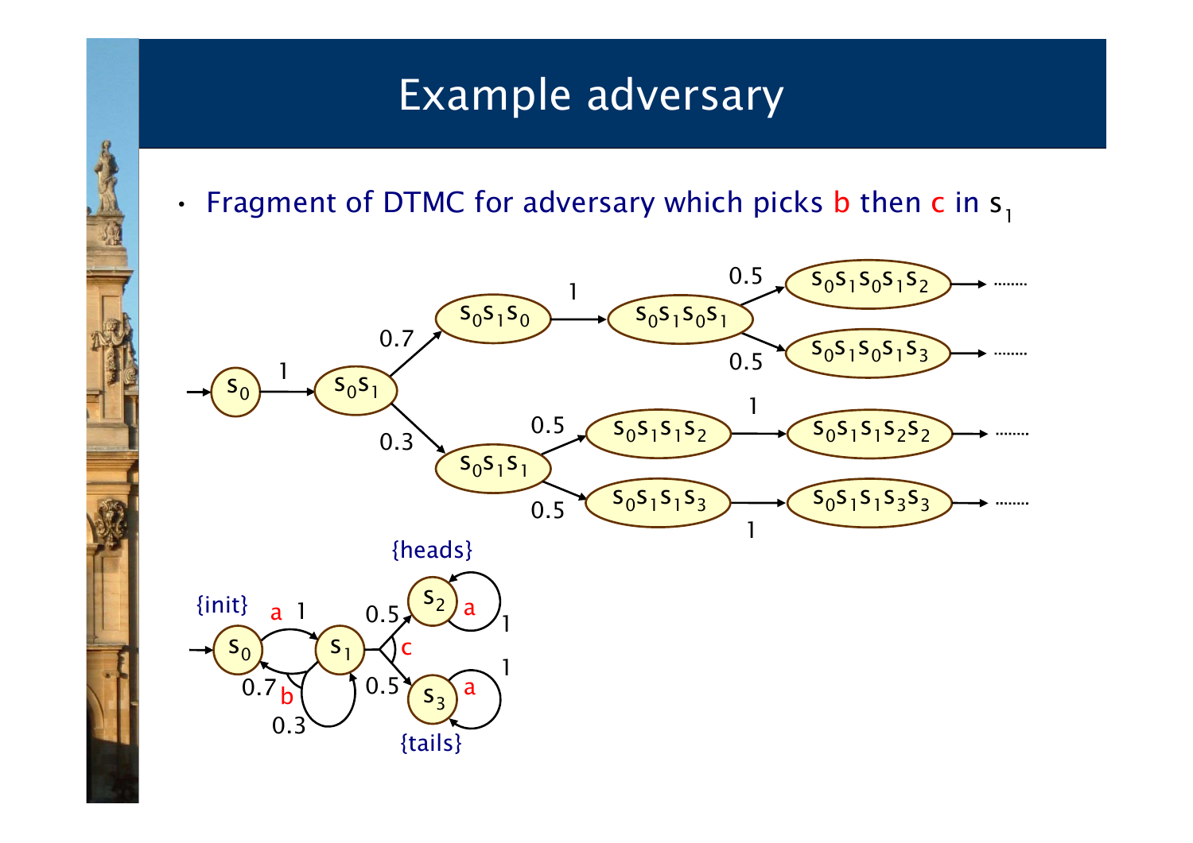# Example adversary

- Fragment of DTMC for adversary which picks b then c in $s_1$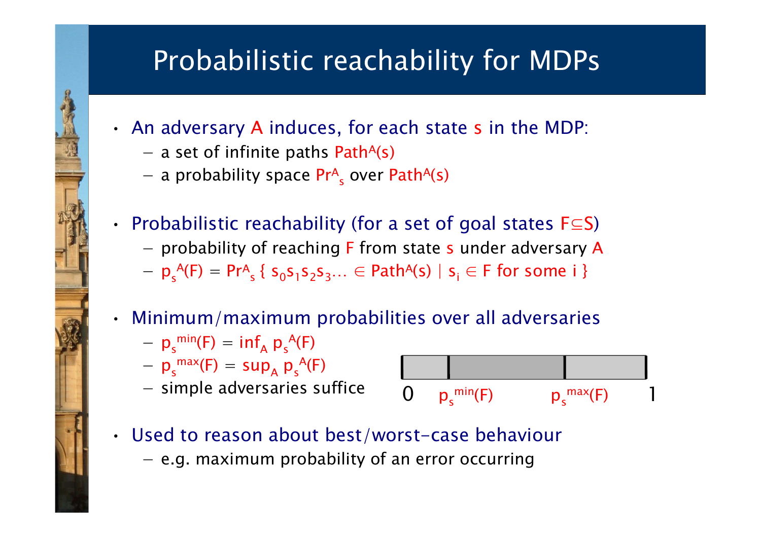# Probabilistic reachability for MDPs

- An adversary $A$ induces, for each state $s$ in the MDP:
  - a set of infinite paths $Path^A(s)$
  - a probability space $Pr^A_s$ over $Path^A(s)$
- Probabilistic reachability (for a set of goal states $F \subseteq S$)
  - probability of reaching $F$ from state $s$ under adversary $A$
  - $p_s^A(F) = Pr^A_s \{ s_0 s_1 s_2 s_3 \ldots \in Path^A(s) \mid s_i \in F \text{ for some } i \}$
- Minimum/maximum probabilities over all adversaries
  - $p_s^{min}(F) = \inf_A p_s^A(F)$
  - $p_s^{max}(F) = \sup_A p_s^A(F)$
  - simple adversaries suffice

0 $p_s^{min}(F)$ $p_s^{max}(F)$ 1

- Used to reason about best/worst-case behaviour
  - e.g. maximum probability of an error occurring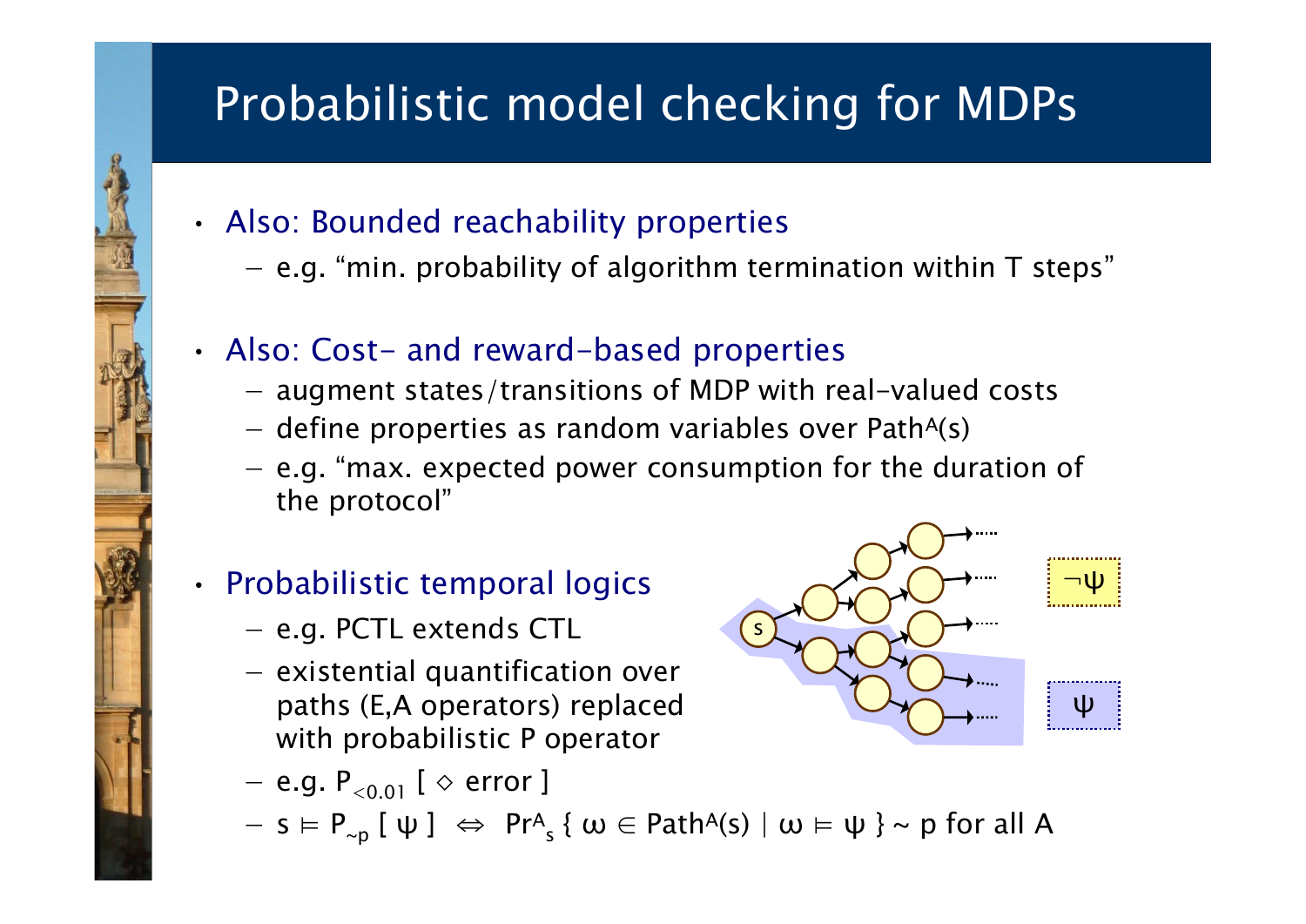# Probabilistic model checking for MDPs

- Also: Bounded reachability properties
  - e.g. "min. probability of algorithm termination within T steps"
- Also: Cost- and reward-based properties
  - augment states/transitions of MDP with real-valued costs
  - define properties as random variables over $Path^A(s)$
  - e.g. "max. expected power consumption for the duration of the protocol"
- Probabilistic temporal logics
  - e.g. PCTL extends CTL
  - existential quantification over paths (E,A operators) replaced with probabilistic P operator
  - e.g. $P_{<0.01}$ [ $\diamond$ error ]
  - $s \vDash P_{\sim p} [\ \psi\ ] \ \Leftrightarrow\ Pr^A_s \{\ \omega \in Path^A(s) \mid \omega \vDash \psi\ \} \sim p$ for all A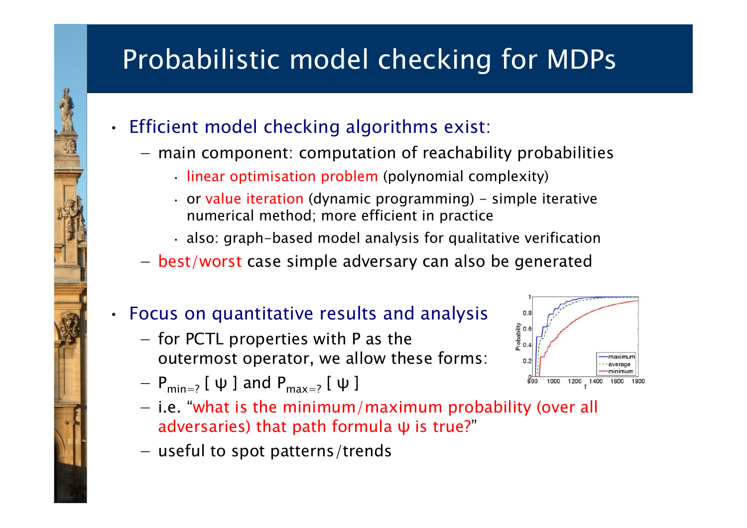# Probabilistic model checking for MDPs

- Efficient model checking algorithms exist:
  - main component: computation of reachability probabilities
    - linear optimisation problem (polynomial complexity)
    - or value iteration (dynamic programming) – simple iterative numerical method; more efficient in practice
    - also: graph-based model analysis for qualitative verification
  - best/worst case simple adversary can also be generated

- Focus on quantitative results and analysis
  - for PCTL properties with P as the outermost operator, we allow these forms:
  - $P_{min=?}$ [ ψ ] and $P_{max=?}$ [ ψ ]
  - i.e. "what is the minimum/maximum probability (over all adversaries) that path formula ψ is true?"
  - useful to spot patterns/trends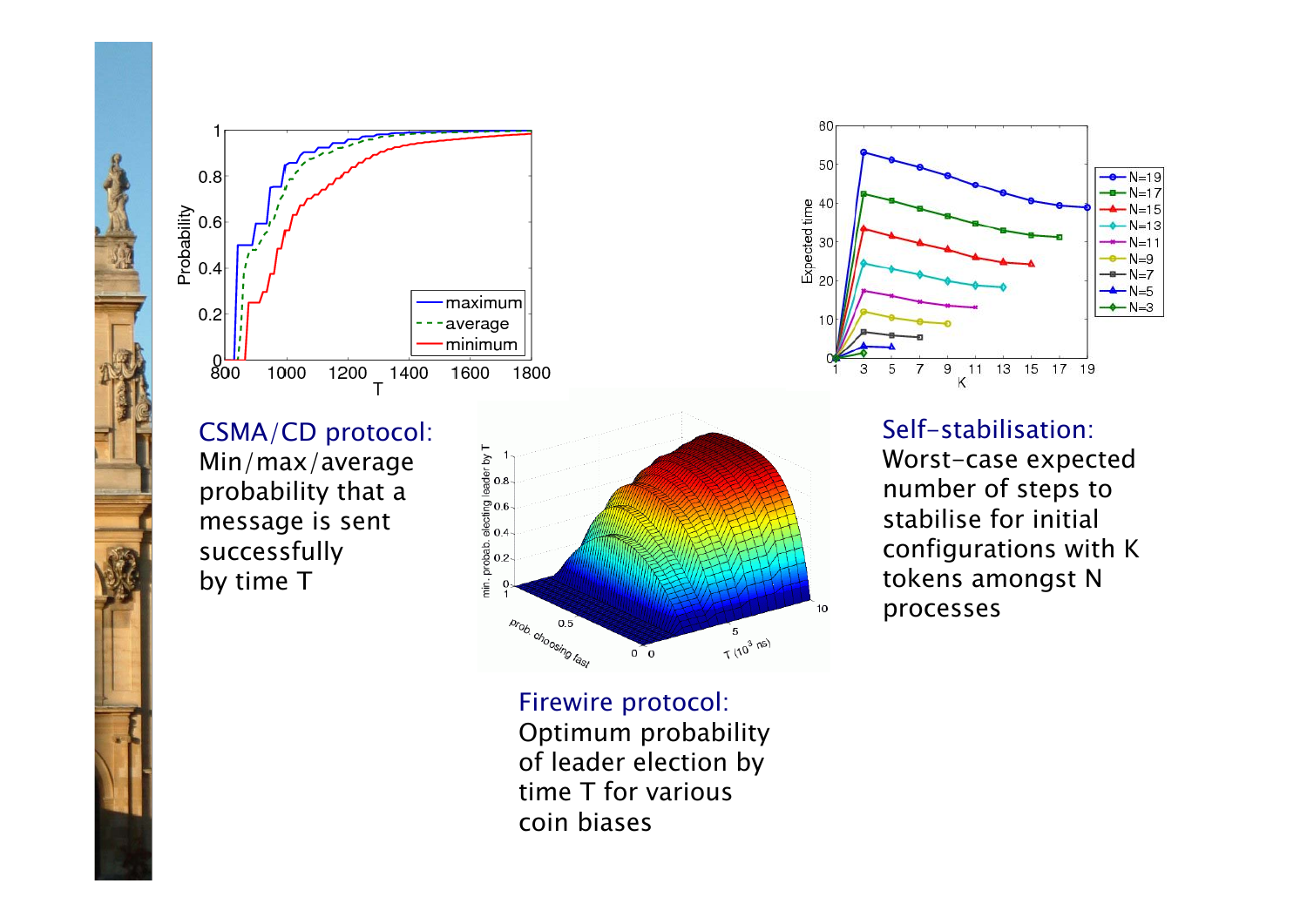CSMA/CD protocol:
Min/max/average probability that a message is sent successfully by time T

Firewire protocol:
Optimum probability of leader election by time T for various coin biases

Self-stabilisation:
Worst-case expected number of steps to stabilise for initial configurations with K tokens amongst N processes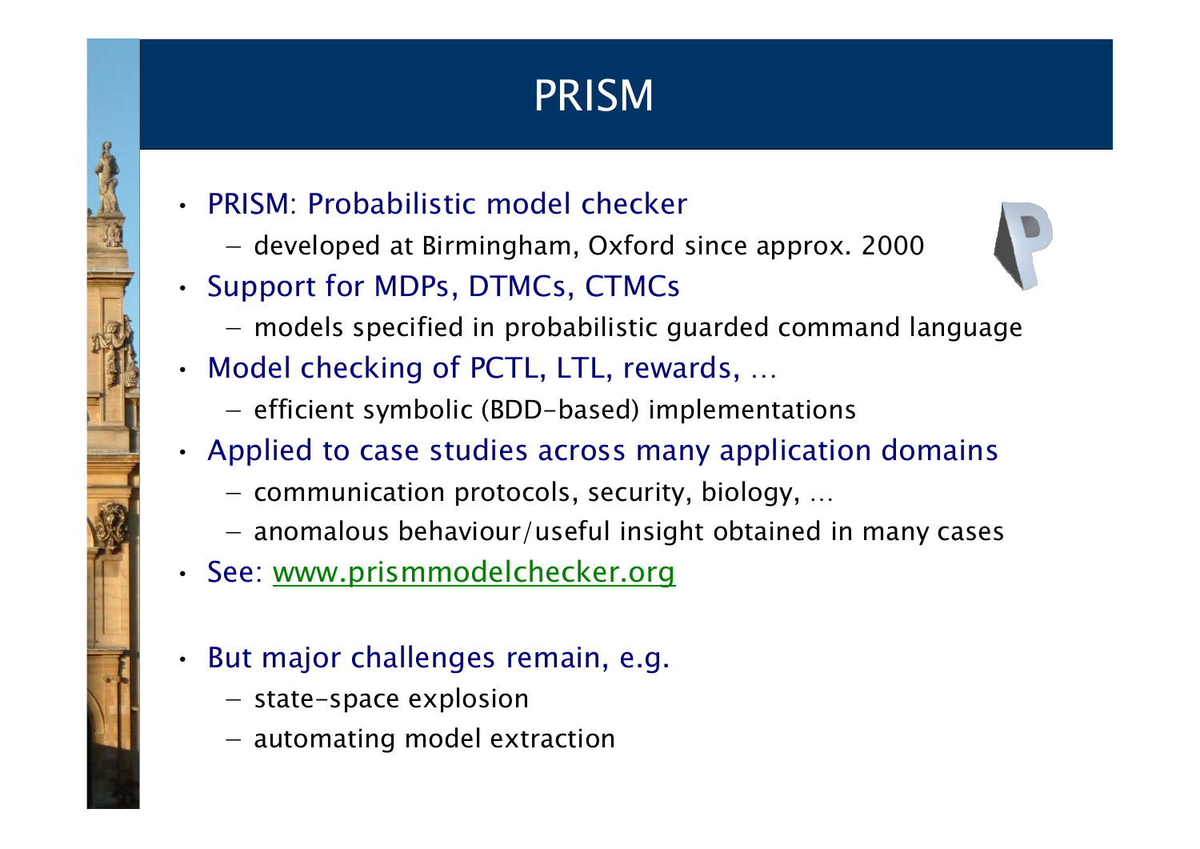# PRISM

- PRISM: Probabilistic model checker
  - developed at Birmingham, Oxford since approx. 2000
- Support for MDPs, DTMCs, CTMCs
  - models specified in probabilistic guarded command language
- Model checking of PCTL, LTL, rewards, …
  - efficient symbolic (BDD-based) implementations
- Applied to case studies across many application domains
  - communication protocols, security, biology, …
  - anomalous behaviour/useful insight obtained in many cases
- See: [www.prismmodelchecker.org](www.prismmodelchecker.org)

- But major challenges remain, e.g.
  - state-space explosion
  - automating model extraction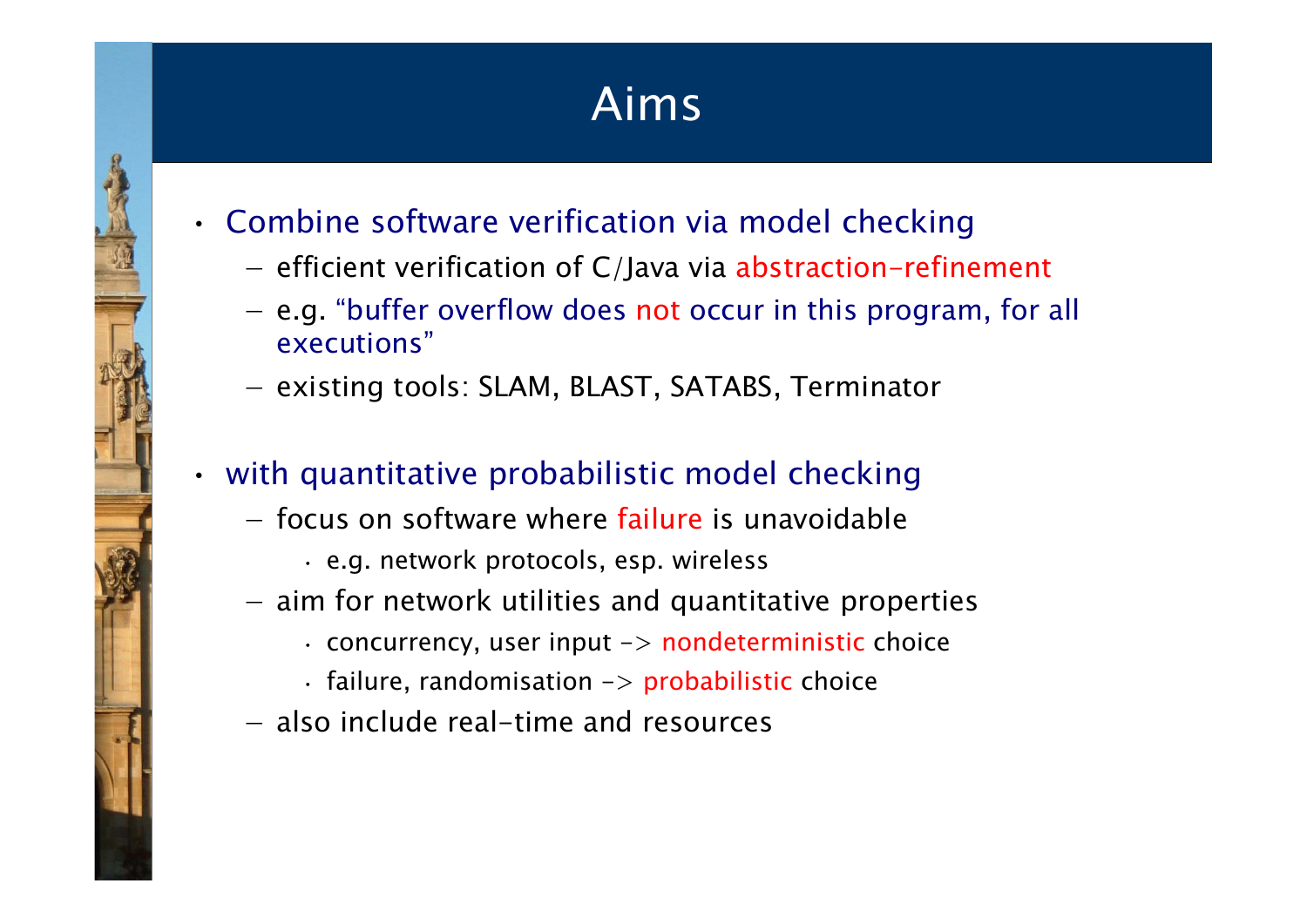# Aims

- Combine software verification via model checking
  - efficient verification of C/Java via abstraction-refinement
  - e.g. "buffer overflow does not occur in this program, for all executions"
  - existing tools: SLAM, BLAST, SATABS, Terminator
- with quantitative probabilistic model checking
  - focus on software where failure is unavoidable
    - e.g. network protocols, esp. wireless
  - aim for network utilities and quantitative properties
    - concurrency, user input -> nondeterministic choice
    - failure, randomisation -> probabilistic choice
  - also include real-time and resources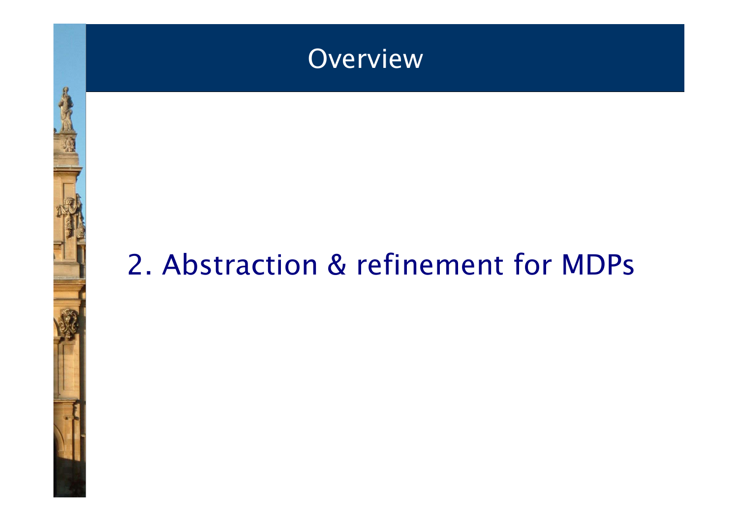# Overview

## 2. Abstraction & refinement for MDPs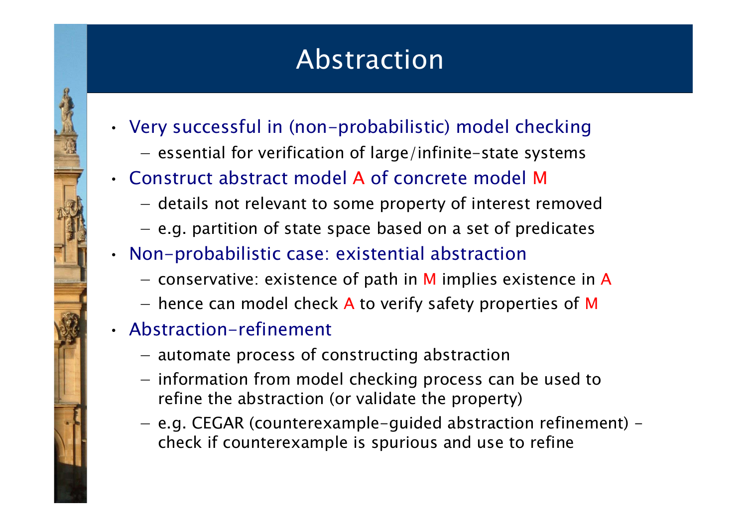# Abstraction

- Very successful in (non-probabilistic) model checking
  - essential for verification of large/infinite-state systems
- Construct abstract model A of concrete model M
  - details not relevant to some property of interest removed
  - e.g. partition of state space based on a set of predicates
- Non-probabilistic case: existential abstraction
  - conservative: existence of path in M implies existence in A
  - hence can model check A to verify safety properties of M
- Abstraction-refinement
  - automate process of constructing abstraction
  - information from model checking process can be used to refine the abstraction (or validate the property)
  - e.g. CEGAR (counterexample-guided abstraction refinement) – check if counterexample is spurious and use to refine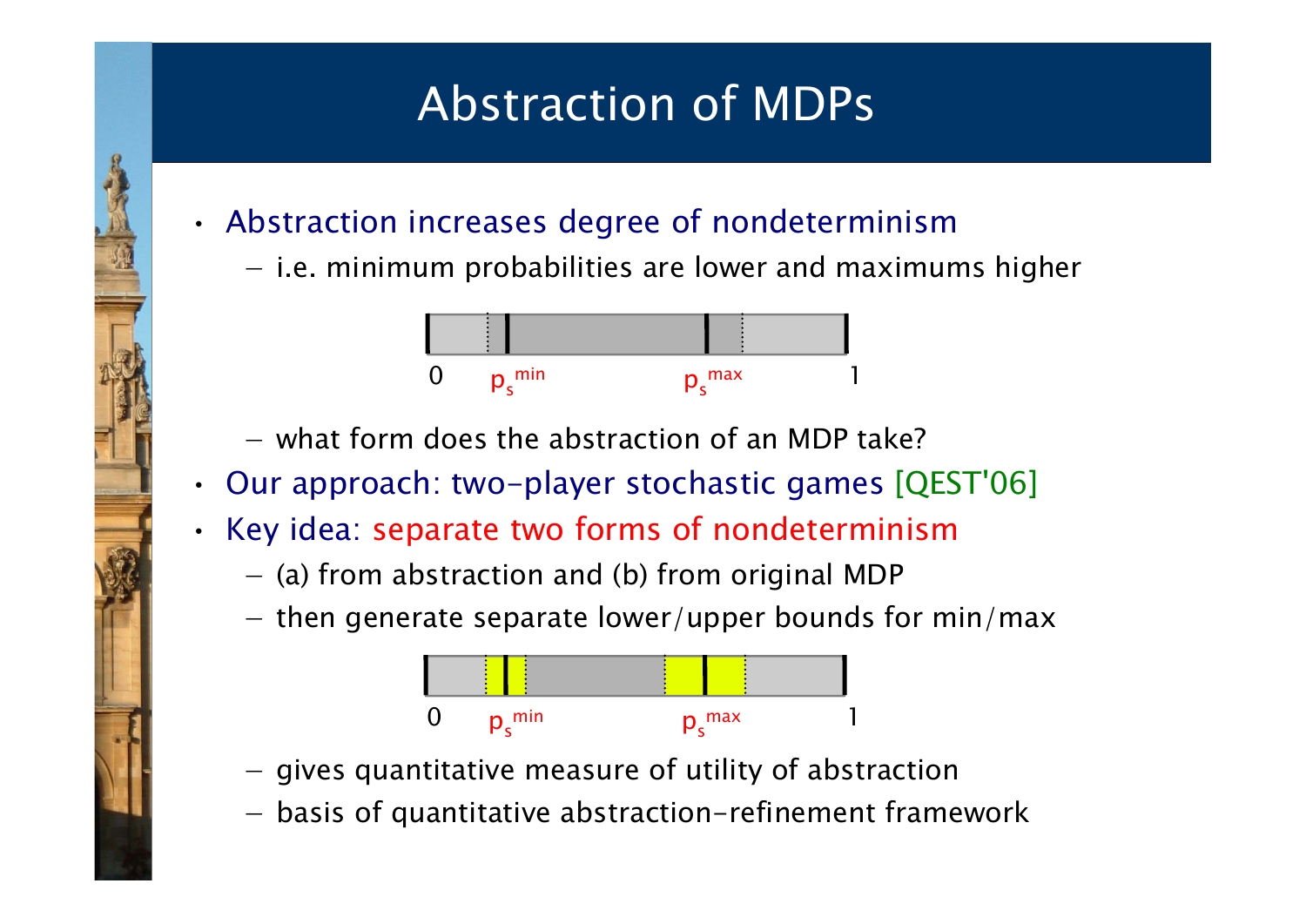# Abstraction of MDPs

- Abstraction increases degree of nondeterminism
  - i.e. minimum probabilities are lower and maximums higher

0 $p_s^{min}$ $p_s^{max}$ 1

  - what form does the abstraction of an MDP take?
- Our approach: two-player stochastic games [QEST'06]
- Key idea: separate two forms of nondeterminism
  - (a) from abstraction and (b) from original MDP
  - then generate separate lower/upper bounds for min/max

0 $p_s^{min}$ $p_s^{max}$ 1

  - gives quantitative measure of utility of abstraction
  - basis of quantitative abstraction-refinement framework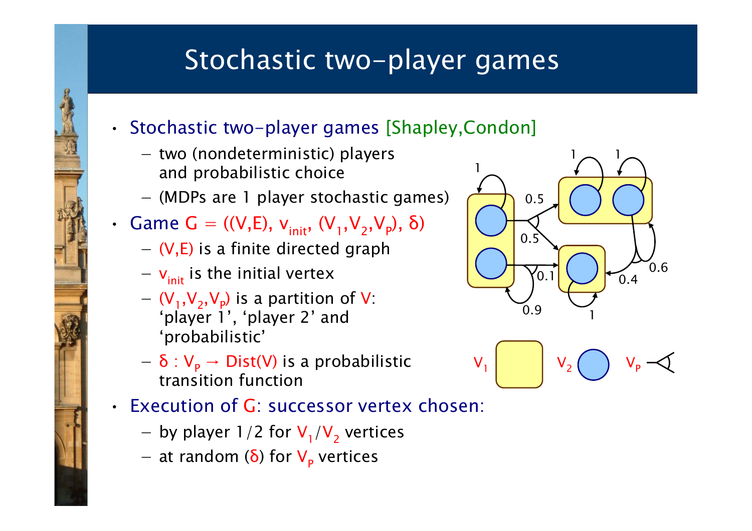# Stochastic two-player games

- Stochastic two-player games [Shapley,Condon]
  - two (nondeterministic) players and probabilistic choice
  - (MDPs are 1 player stochastic games)
- Game $G = ((V,E), v_{init}, (V_1,V_2,V_P), \delta)$
  - $(V,E)$ is a finite directed graph
  - $v_{init}$ is the initial vertex
  - $(V_1,V_2,V_P)$ is a partition of $V$: 'player 1', 'player 2' and 'probabilistic'
  - $\delta : V_P \rightarrow Dist(V)$ is a probabilistic transition function
- Execution of $G$: successor vertex chosen:
  - by player 1/2 for $V_1/V_2$ vertices
  - at random ($\delta$) for $V_P$ vertices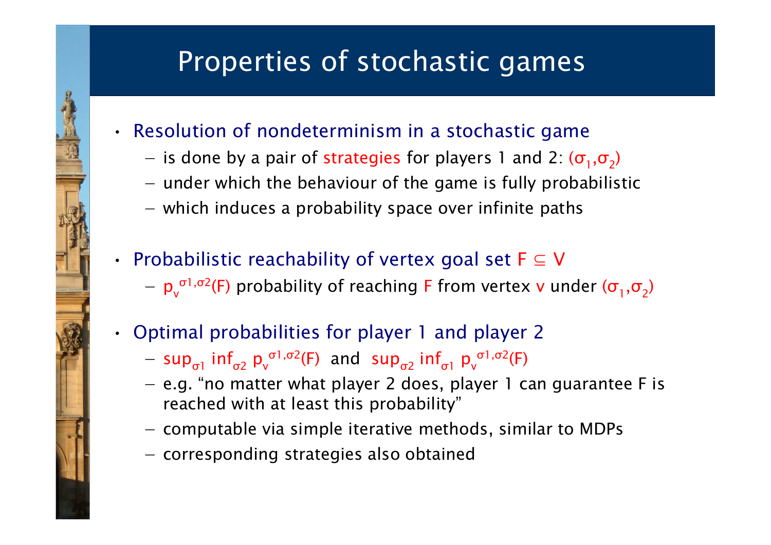# Properties of stochastic games

- Resolution of nondeterminism in a stochastic game
  - is done by a pair of strategies for players 1 and 2: $(\sigma_1,\sigma_2)$
  - under which the behaviour of the game is fully probabilistic
  - which induces a probability space over infinite paths
- Probabilistic reachability of vertex goal set $F \subseteq V$
  - $p_v^{\sigma 1,\sigma 2}(F)$ probability of reaching $F$ from vertex $v$ under $(\sigma_1,\sigma_2)$
- Optimal probabilities for player 1 and player 2
  - $\sup_{\sigma 1} \inf_{\sigma 2} p_v^{\sigma 1,\sigma 2}(F)$ and $\sup_{\sigma 2} \inf_{\sigma 1} p_v^{\sigma 1,\sigma 2}(F)$
  - e.g. "no matter what player 2 does, player 1 can guarantee F is reached with at least this probability"
  - computable via simple iterative methods, similar to MDPs
  - corresponding strategies also obtained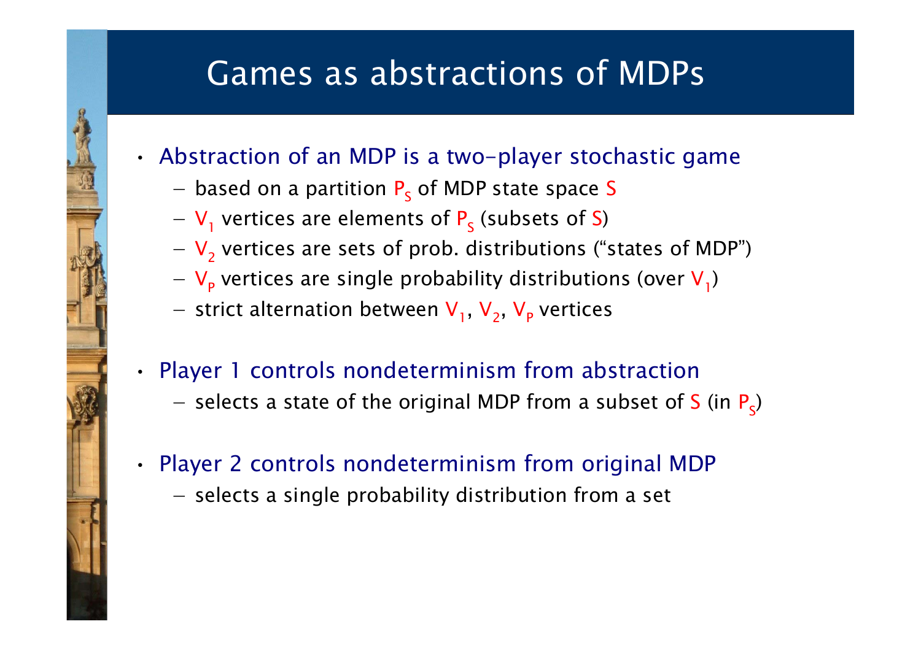# Games as abstractions of MDPs

- Abstraction of an MDP is a two-player stochastic game
  - based on a partition $P_S$ of MDP state space $S$
  - $V_1$ vertices are elements of $P_S$ (subsets of $S$)
  - $V_2$ vertices are sets of prob. distributions ("states of MDP")
  - $V_P$ vertices are single probability distributions (over $V_1$)
  - strict alternation between $V_1$, $V_2$, $V_P$ vertices
- Player 1 controls nondeterminism from abstraction
  - selects a state of the original MDP from a subset of $S$ (in $P_S$)
- Player 2 controls nondeterminism from original MDP
  - selects a single probability distribution from a set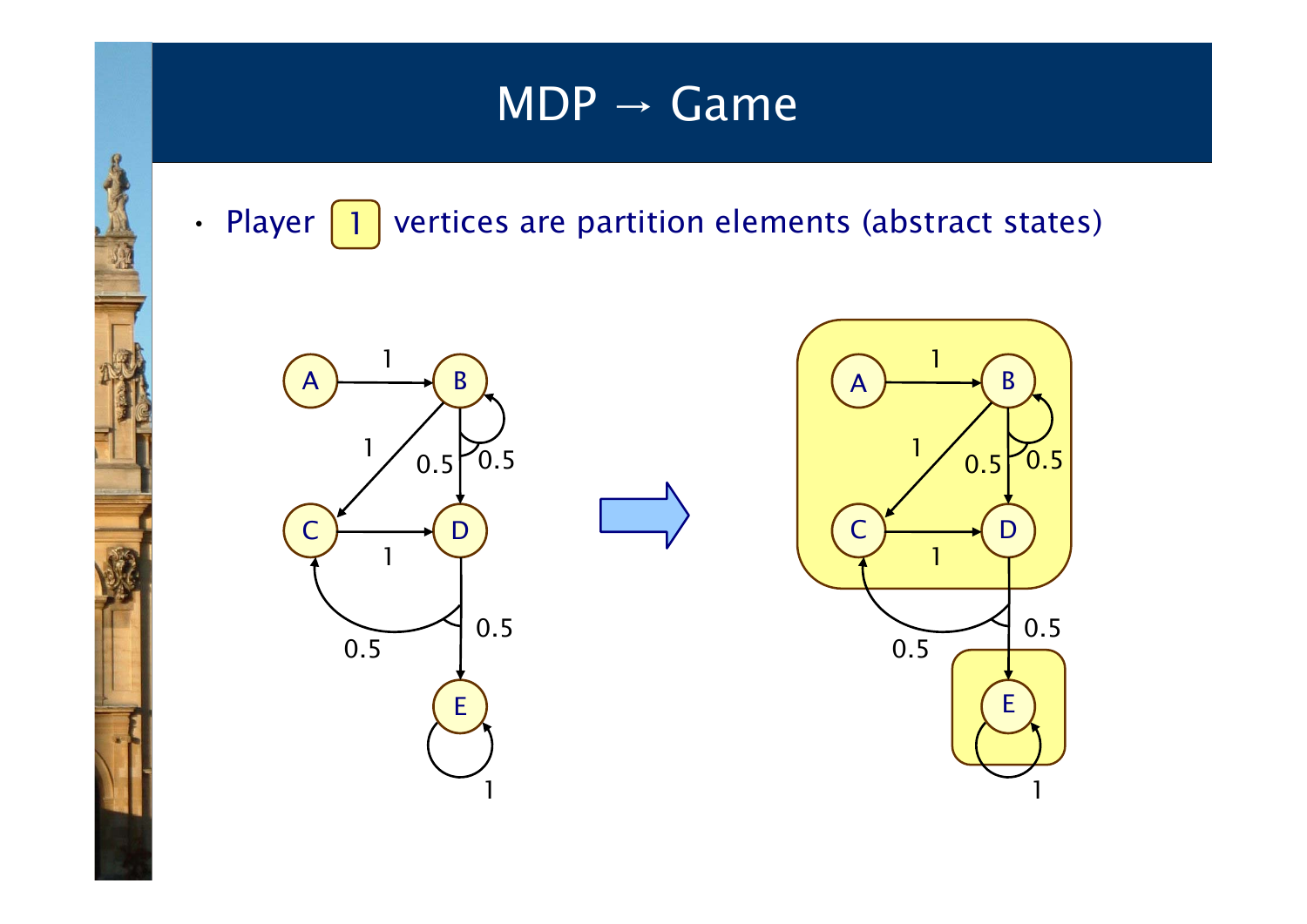# MDP → Game

- Player 1 vertices are partition elements (abstract states)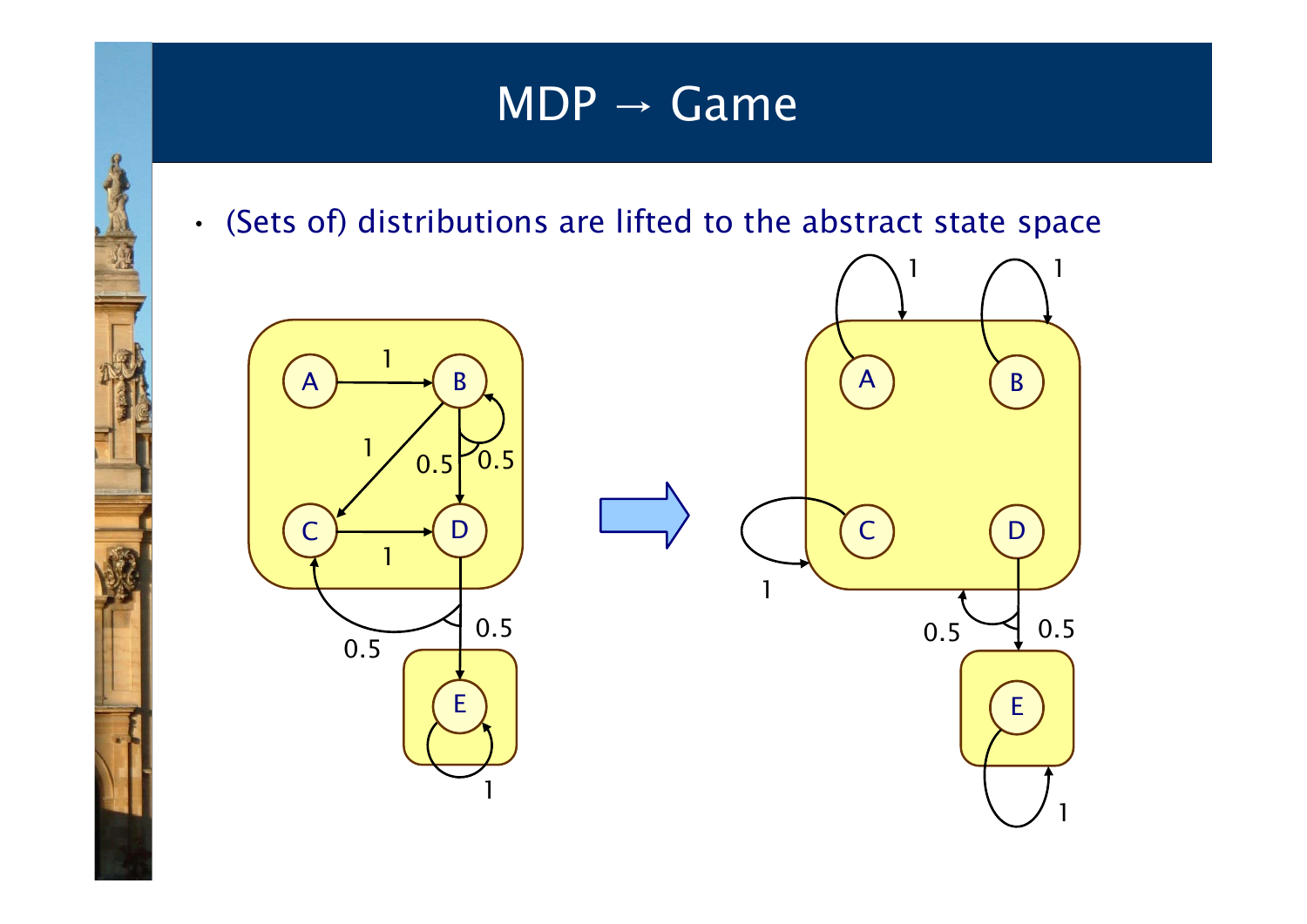# MDP → Game

- (Sets of) distributions are lifted to the abstract state space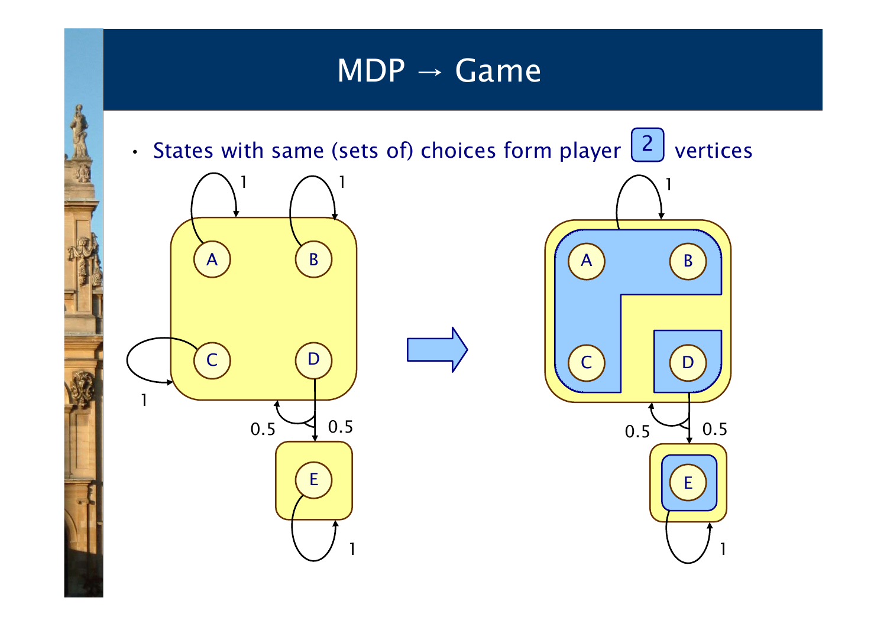# MDP → Game

- States with same (sets of) choices form player 2 vertices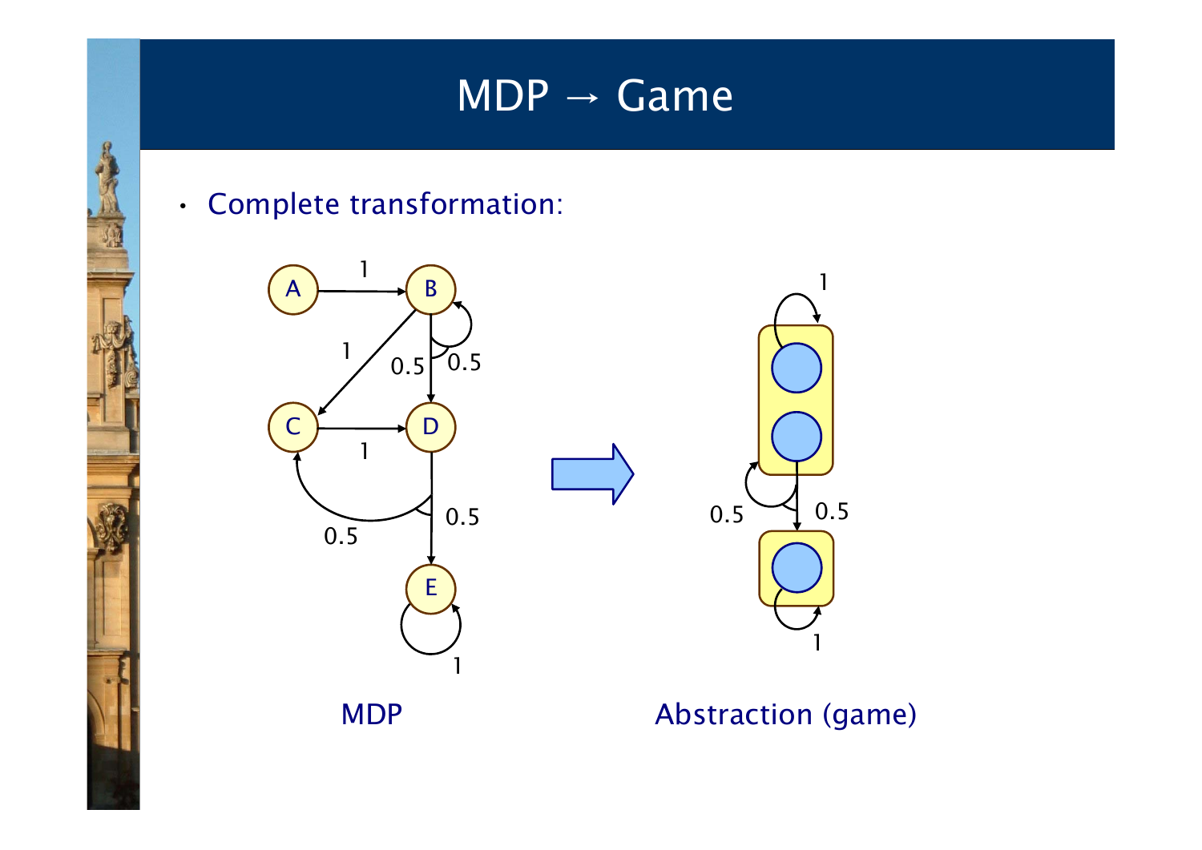# MDP → Game

- Complete transformation:

MDP

Abstraction (game)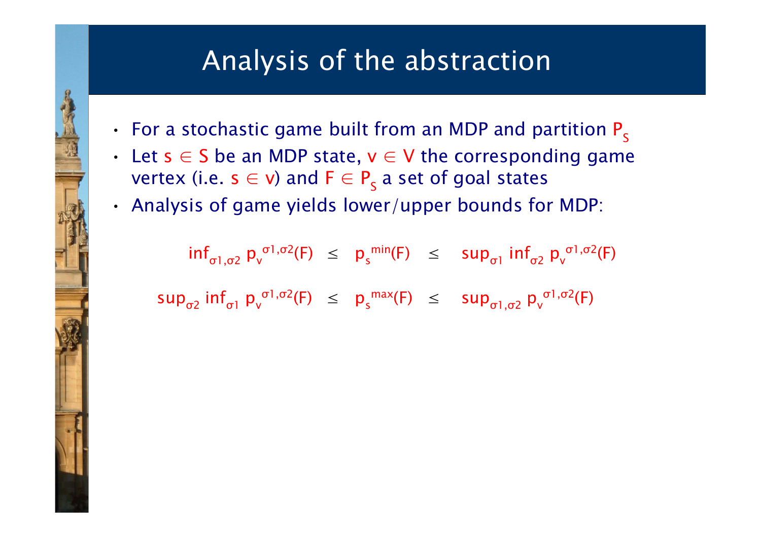# Analysis of the abstraction

- For a stochastic game built from an MDP and partition $P_S$
- Let $s \in S$ be an MDP state, $v \in V$ the corresponding game vertex (i.e. $s \in v$) and $F \in P_S$ a set of goal states
- Analysis of game yields lower/upper bounds for MDP:

$$\inf_{\sigma 1,\sigma 2} p_v^{\sigma 1,\sigma 2}(F) \;\leq\; p_s^{min}(F) \;\leq\; \sup_{\sigma 1} \inf_{\sigma 2} p_v^{\sigma 1,\sigma 2}(F)$$

$$\sup_{\sigma 2} \inf_{\sigma 1} p_v^{\sigma 1,\sigma 2}(F) \;\leq\; p_s^{max}(F) \;\leq\; \sup_{\sigma 1,\sigma 2} p_v^{\sigma 1,\sigma 2}(F)$$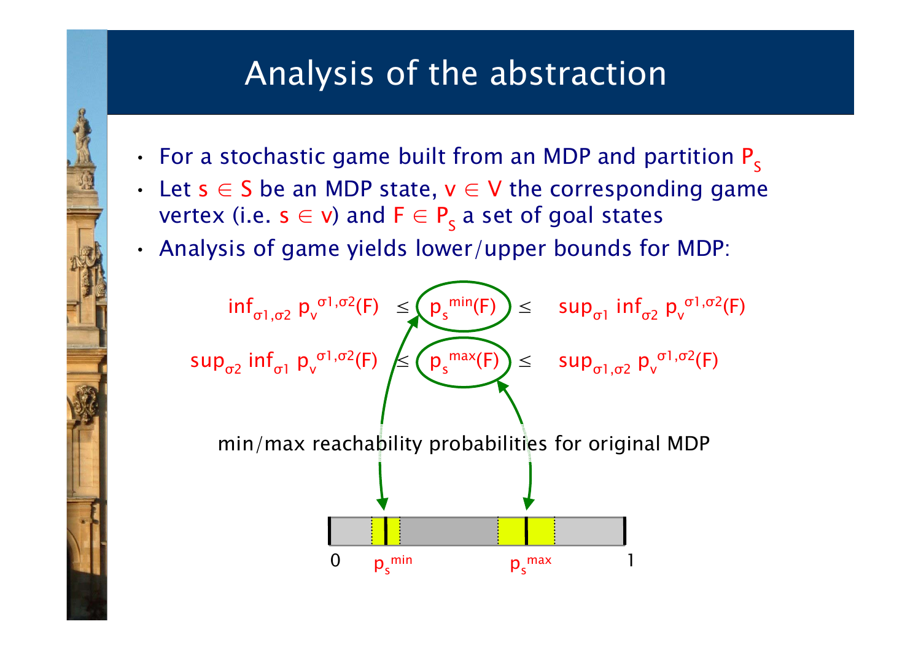# Analysis of the abstraction

- For a stochastic game built from an MDP and partition $P_S$
- Let $s \in S$ be an MDP state, $v \in V$ the corresponding game vertex (i.e. $s \in v$) and $F \in P_S$ a set of goal states
- Analysis of game yields lower/upper bounds for MDP:

$$\inf_{\sigma1,\sigma2} p_v^{\sigma1,\sigma2}(F) \leq p_s^{min}(F) \leq \sup_{\sigma1} \inf_{\sigma2} p_v^{\sigma1,\sigma2}(F)$$

$$\sup_{\sigma2} \inf_{\sigma1} p_v^{\sigma1,\sigma2}(F) \leq p_s^{max}(F) \leq \sup_{\sigma1,\sigma2} p_v^{\sigma1,\sigma2}(F)$$

min/max reachability probabilities for original MDP

0 $p_s^{min}$ $p_s^{max}$ 1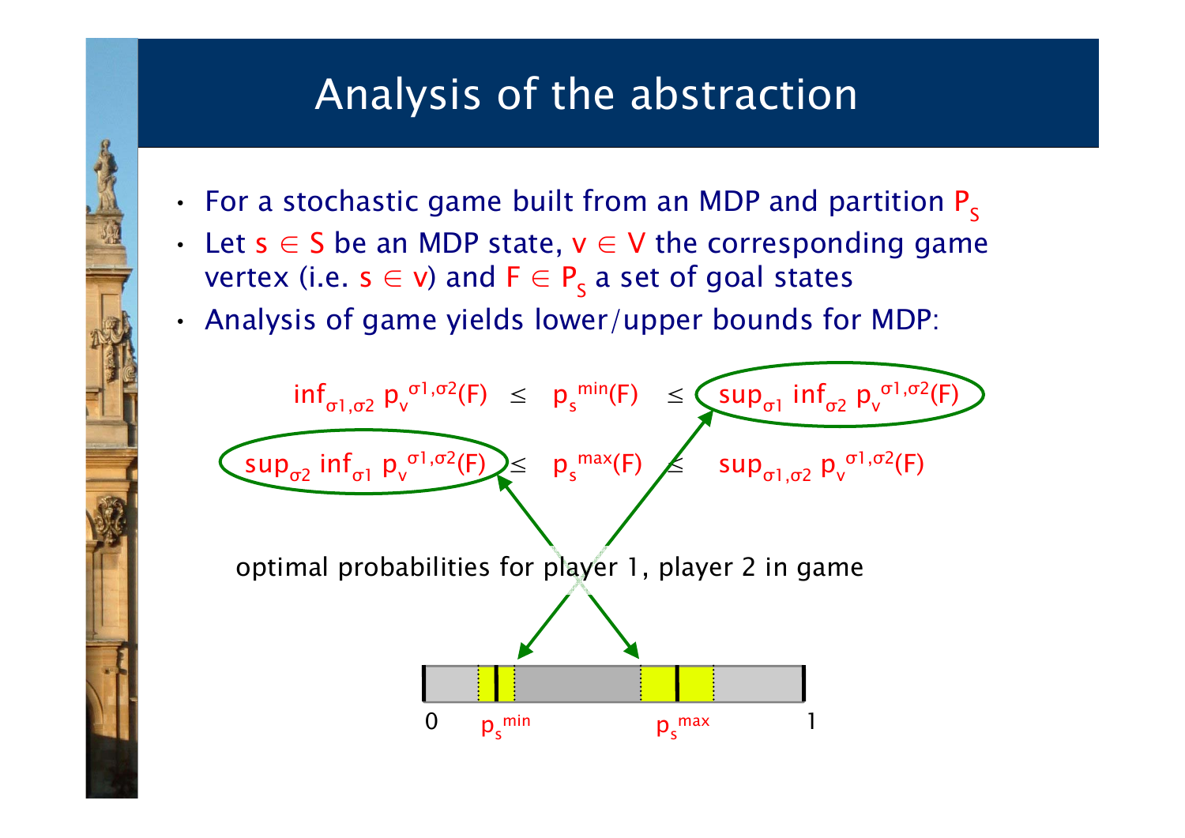# Analysis of the abstraction

- For a stochastic game built from an MDP and partition $P_S$
- Let $s \in S$ be an MDP state, $v \in V$ the corresponding game vertex (i.e. $s \in v$) and $F \in P_S$ a set of goal states
- Analysis of game yields lower/upper bounds for MDP:

$$\inf_{\sigma 1,\sigma 2} p_v^{\sigma 1,\sigma 2}(F) \leq p_s^{min}(F) \leq \sup_{\sigma 1} \inf_{\sigma 2} p_v^{\sigma 1,\sigma 2}(F)$$

$$\sup_{\sigma 2} \inf_{\sigma 1} p_v^{\sigma 1,\sigma 2}(F) \leq p_s^{max}(F) \leq \sup_{\sigma 1,\sigma 2} p_v^{\sigma 1,\sigma 2}(F)$$

optimal probabilities for player 1, player 2 in game

0 $p_s^{min}$ $p_s^{max}$ 1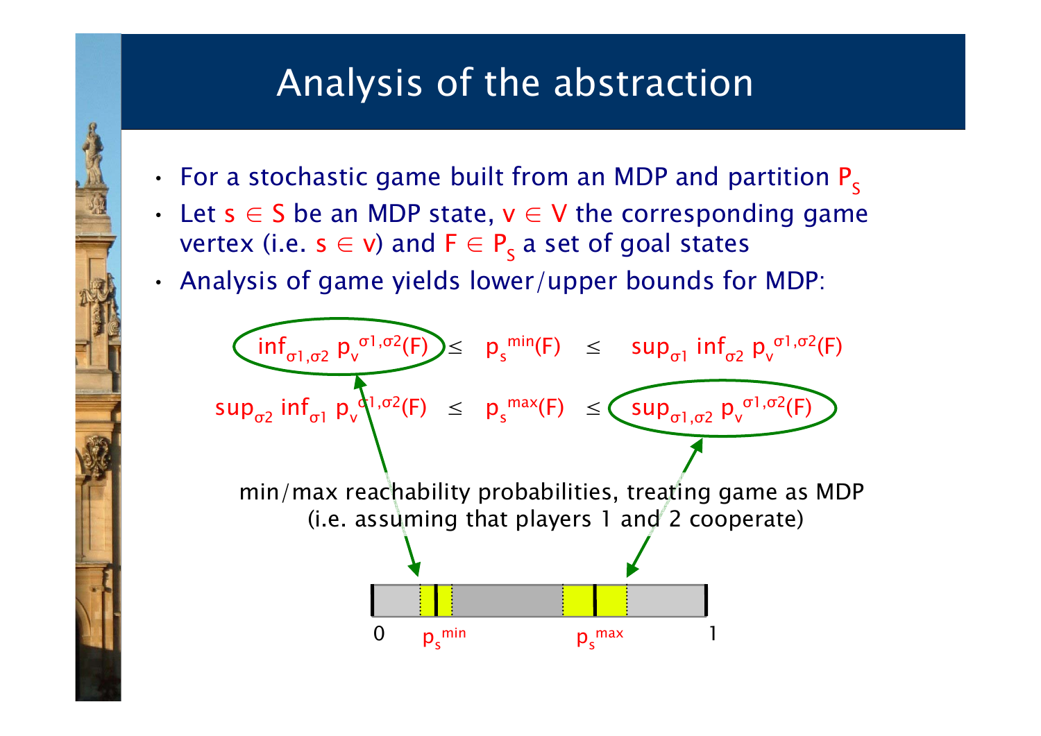# Analysis of the abstraction

- For a stochastic game built from an MDP and partition $P_S$
- Let $s \in S$ be an MDP state, $v \in V$ the corresponding game vertex (i.e. $s \in v$) and $F \in P_S$ a set of goal states
- Analysis of game yields lower/upper bounds for MDP:

$$\inf_{\sigma 1,\sigma 2} p_v^{\sigma 1,\sigma 2}(F) \leq p_s^{min}(F) \leq \sup_{\sigma 1} \inf_{\sigma 2} p_v^{\sigma 1,\sigma 2}(F)$$

$$\sup_{\sigma 2} \inf_{\sigma 1} p_v^{\sigma 1,\sigma 2}(F) \leq p_s^{max}(F) \leq \sup_{\sigma 1,\sigma 2} p_v^{\sigma 1,\sigma 2}(F)$$

min/max reachability probabilities, treating game as MDP (i.e. assuming that players 1 and 2 cooperate)

0 $p_s^{min}$ $p_s^{max}$ 1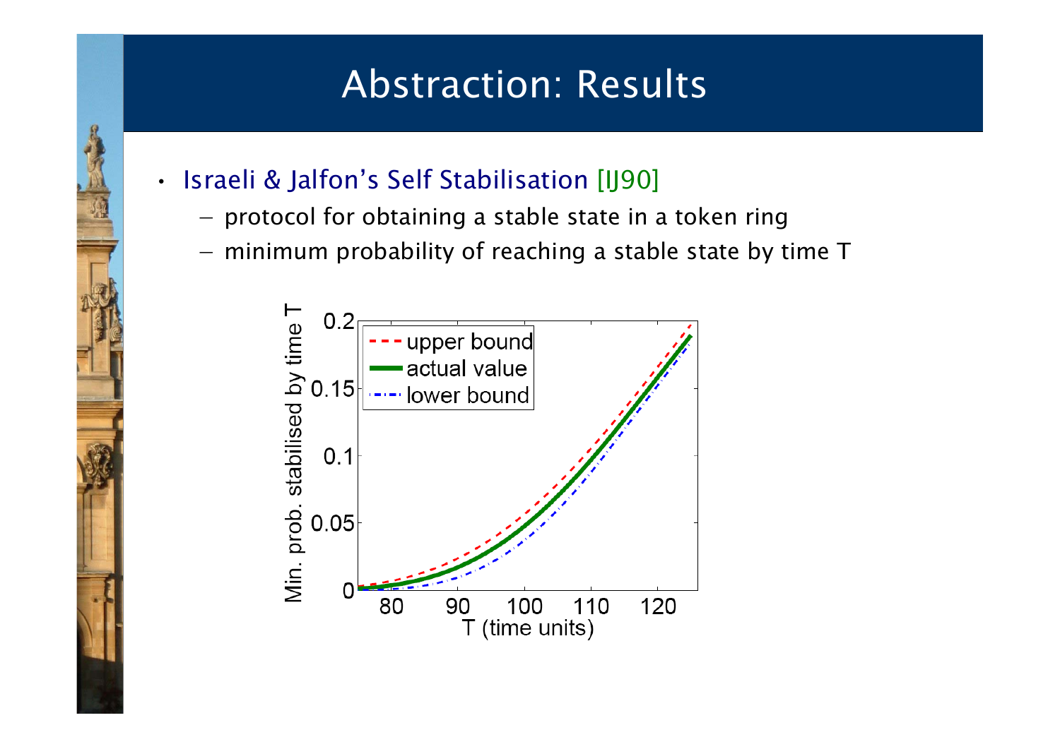# Abstraction: Results

- Israeli & Jalfon's Self Stabilisation [IJ90]
  - protocol for obtaining a stable state in a token ring
  - minimum probability of reaching a stable state by time T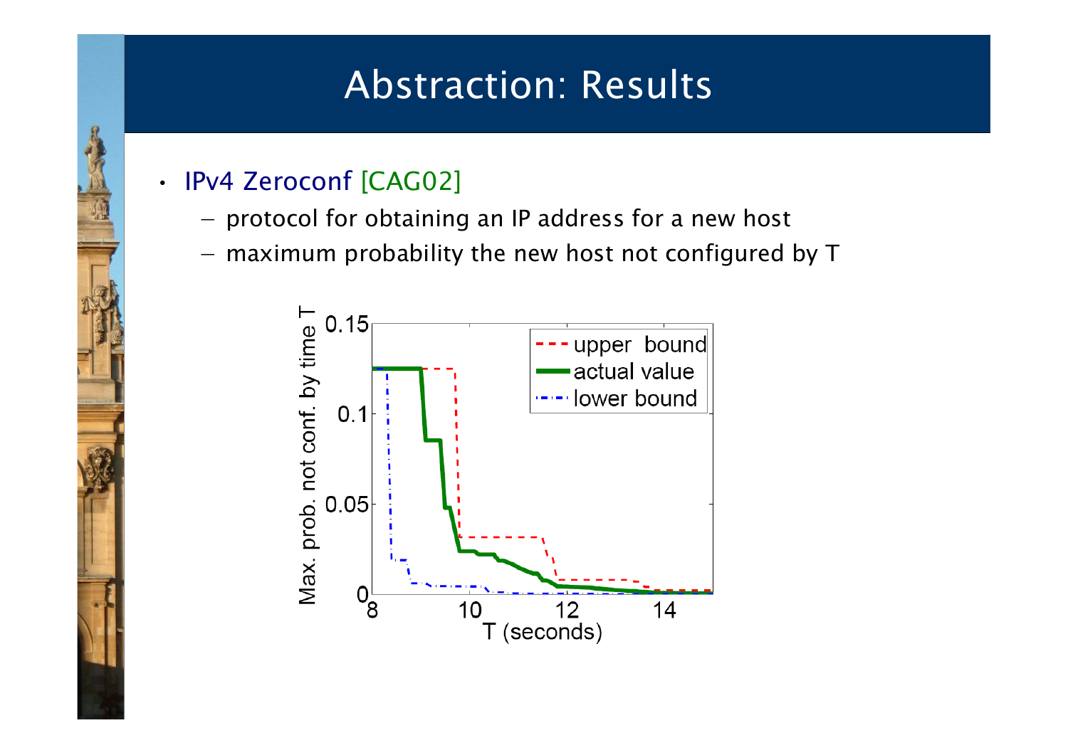# Abstraction: Results

- IPv4 Zeroconf [CAG02]
  - protocol for obtaining an IP address for a new host
  - maximum probability the new host not configured by T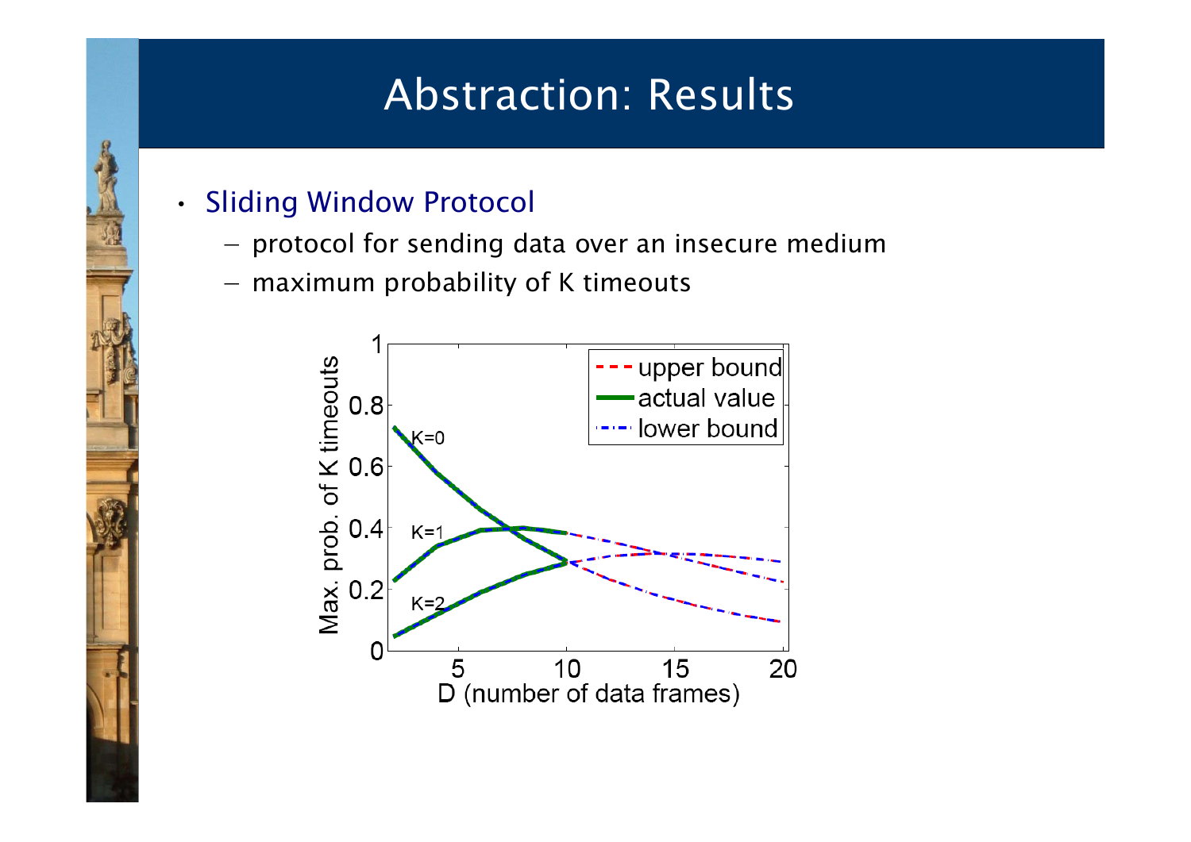# Abstraction: Results

- Sliding Window Protocol
  - protocol for sending data over an insecure medium
  - maximum probability of K timeouts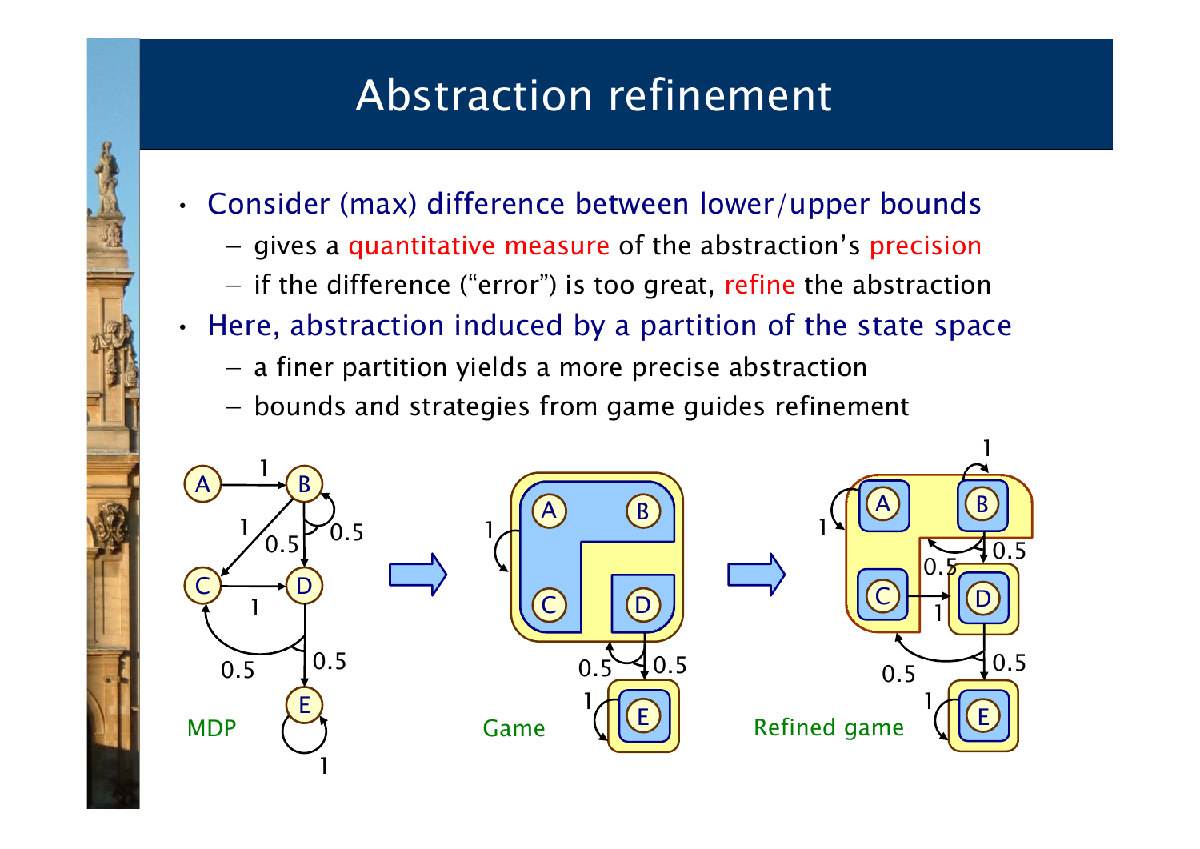# Abstraction refinement

- Consider (max) difference between lower/upper bounds
  - gives a quantitative measure of the abstraction's precision
  - if the difference ("error") is too great, refine the abstraction
- Here, abstraction induced by a partition of the state space
  - a finer partition yields a more precise abstraction
  - bounds and strategies from game guides refinement

MDP

Game

Refined game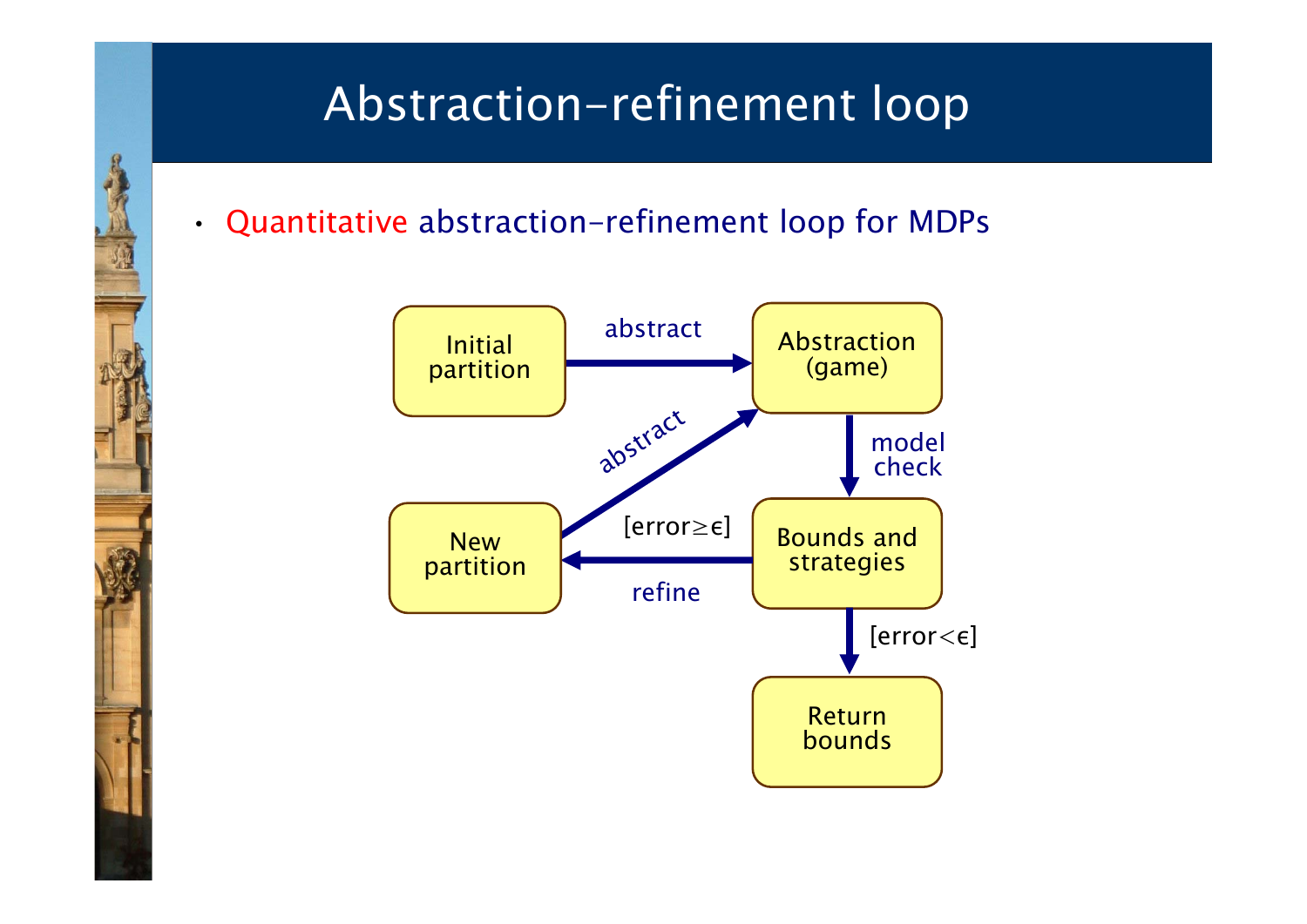# Abstraction-refinement loop

- Quantitative abstraction-refinement loop for MDPs

Initial partition → abstract → Abstraction (game)

Abstraction (game) → model check → Bounds and strategies

Bounds and strategies → [error≥ϵ] refine → New partition

New partition → abstract → Abstraction (game)

Bounds and strategies → [error<ϵ] → Return bounds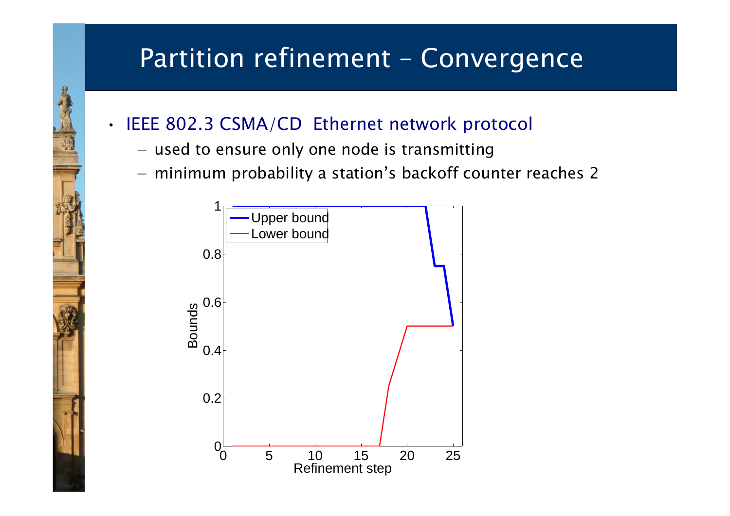# Partition refinement – Convergence

- IEEE 802.3 CSMA/CD Ethernet network protocol
  - used to ensure only one node is transmitting
  - minimum probability a station's backoff counter reaches 2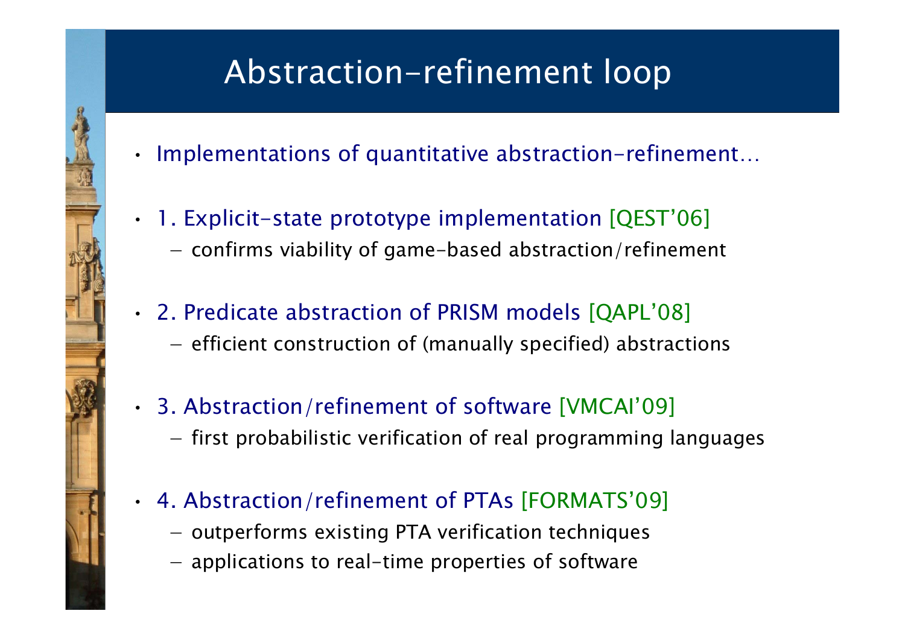# Abstraction-refinement loop

- Implementations of quantitative abstraction-refinement…
- 1. Explicit-state prototype implementation [QEST'06]
  - confirms viability of game-based abstraction/refinement
- 2. Predicate abstraction of PRISM models [QAPL'08]
  - efficient construction of (manually specified) abstractions
- 3. Abstraction/refinement of software [VMCAI'09]
  - first probabilistic verification of real programming languages
- 4. Abstraction/refinement of PTAs [FORMATS'09]
  - outperforms existing PTA verification techniques
  - applications to real-time properties of software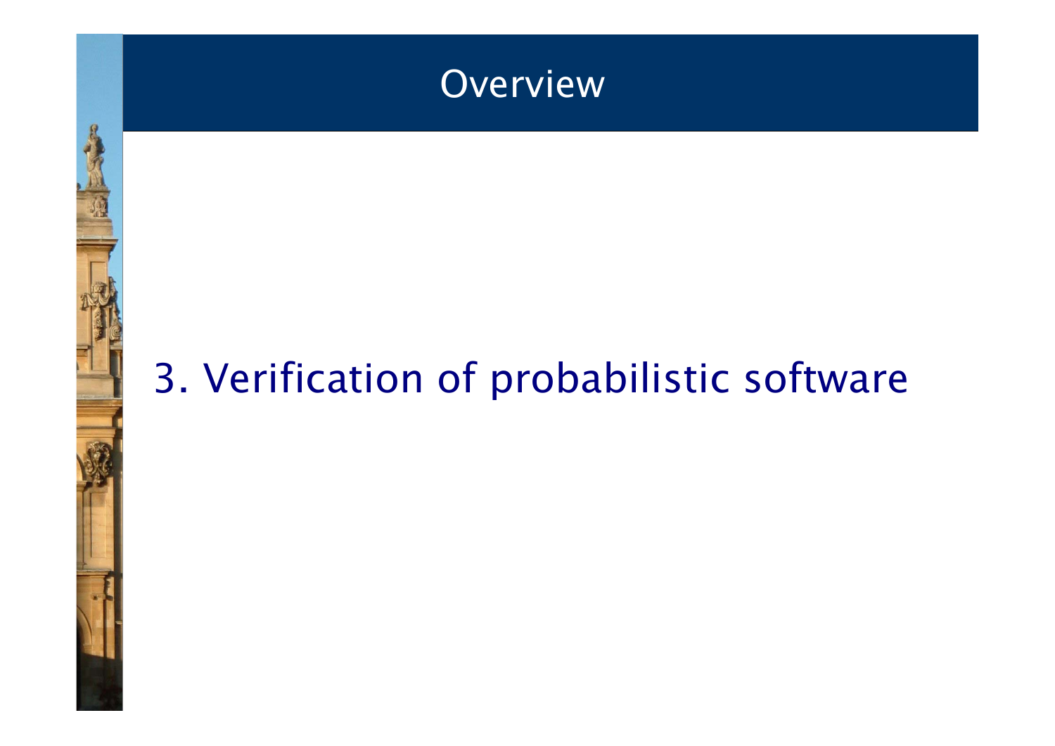# Overview

3. Verification of probabilistic software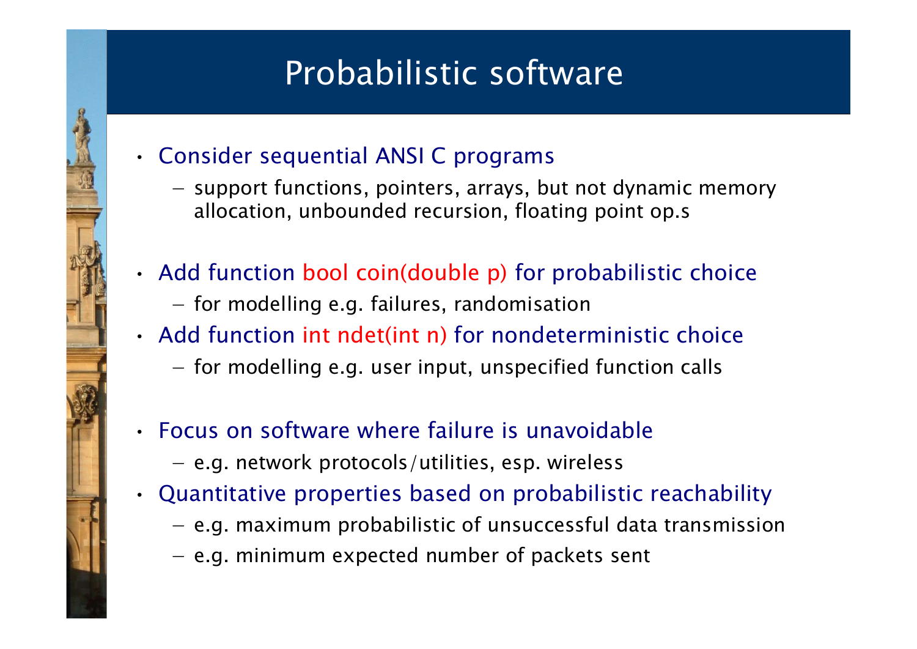# Probabilistic software

- Consider sequential ANSI C programs
  - support functions, pointers, arrays, but not dynamic memory allocation, unbounded recursion, floating point op.s
- Add function bool coin(double p) for probabilistic choice
  - for modelling e.g. failures, randomisation
- Add function int ndet(int n) for nondeterministic choice
  - for modelling e.g. user input, unspecified function calls
- Focus on software where failure is unavoidable
  - e.g. network protocols/utilities, esp. wireless
- Quantitative properties based on probabilistic reachability
  - e.g. maximum probabilistic of unsuccessful data transmission
  - e.g. minimum expected number of packets sent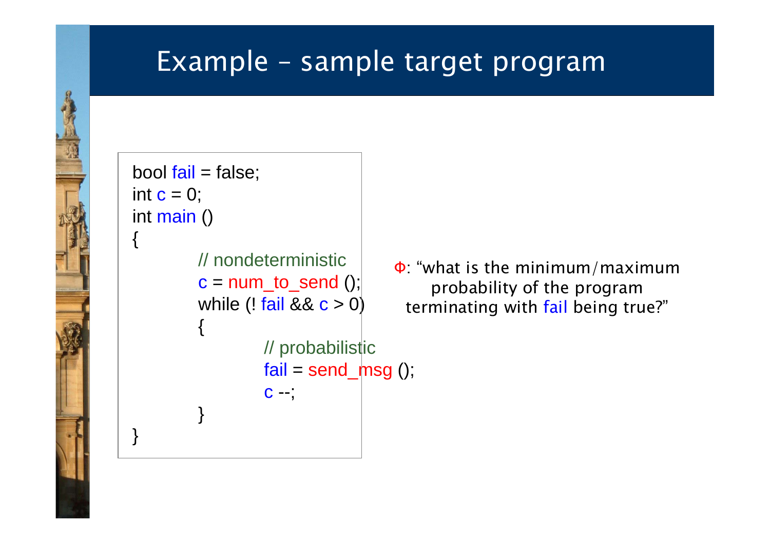# Example – sample target program

```
bool fail = false;
int c = 0;
int main ()
{
        // nondeterministic
        c = num_to_send ();
        while (! fail && c > 0)
        {
                // probabilistic
                fail = send_msg ();
                c --;
        }
}
```

Φ: "what is the minimum/maximum probability of the program terminating with fail being true?"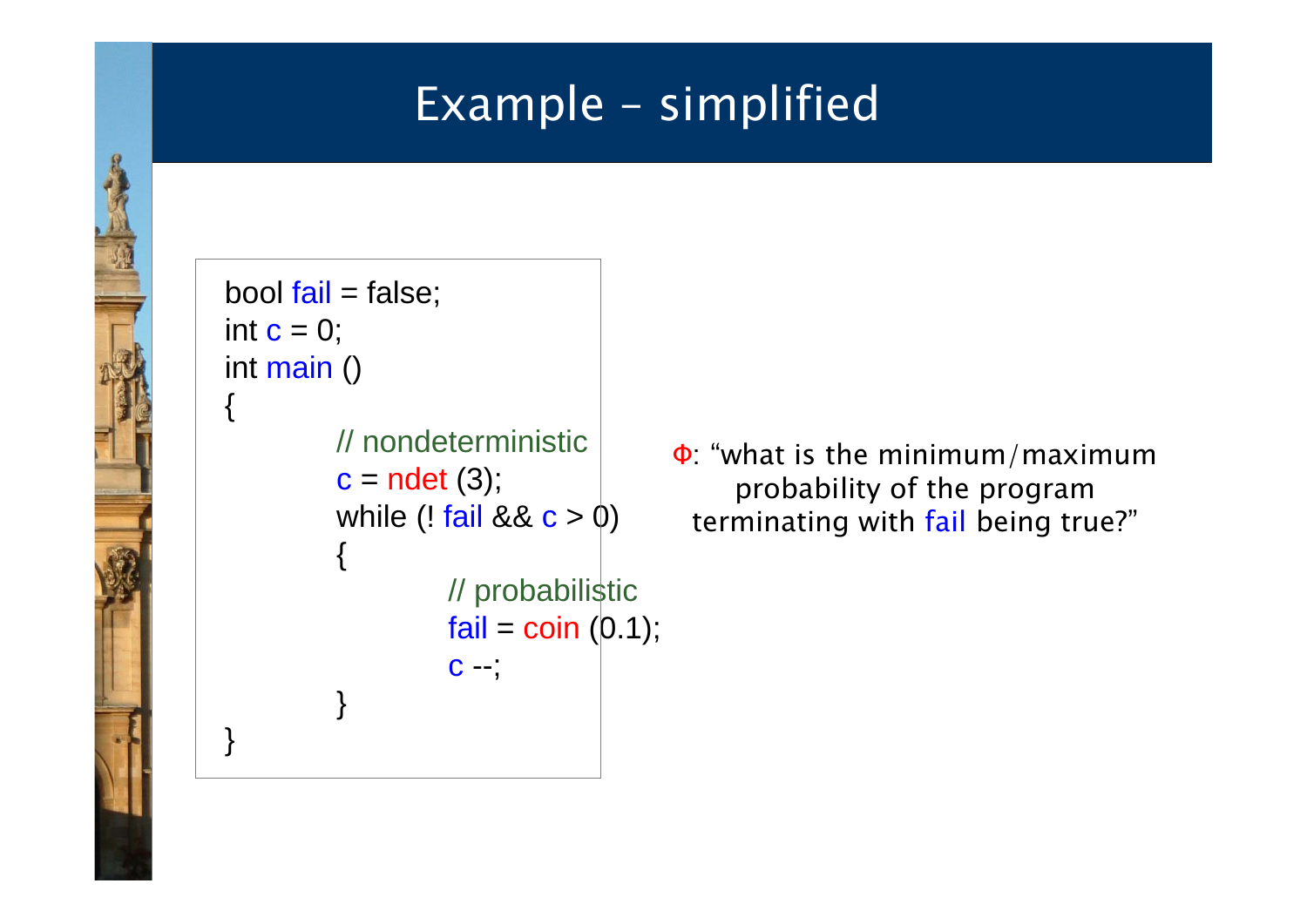# Example – simplified

```
bool fail = false;
int c = 0;
int main ()
{
        // nondeterministic
        c = ndet (3);
        while (! fail && c > 0)
        {
                // probabilistic
                fail = coin (0.1);
                c --;
        }
}
```

Φ: "what is the minimum/maximum probability of the program terminating with fail being true?"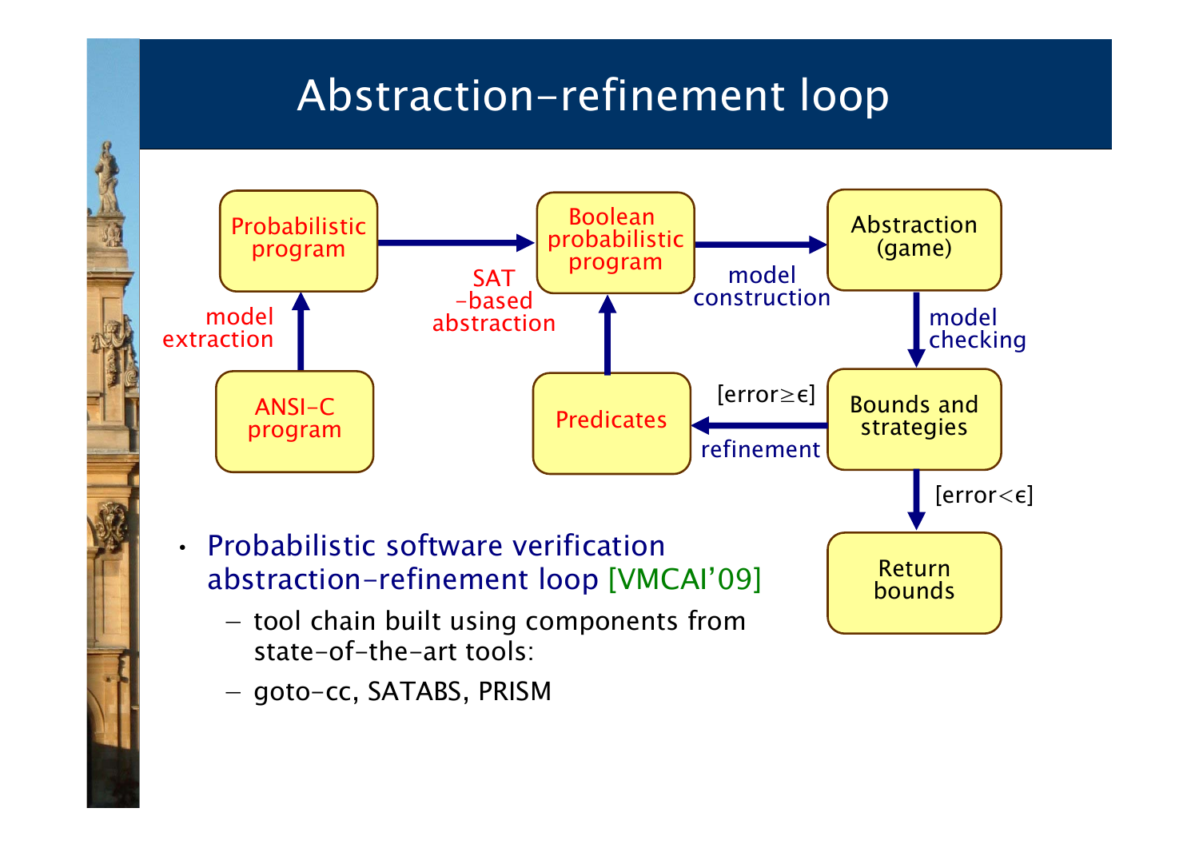# Abstraction-refinement loop

- Probabilistic program
- Boolean probabilistic program
- Abstraction (game)
- ANSI-C program
- Predicates
- Bounds and strategies
- Return bounds

model extraction — SAT-based abstraction — model construction — model checking — [error≥ε] refinement — [error<ε]

- Probabilistic software verification abstraction-refinement loop [VMCAI'09]
  - tool chain built using components from state-of-the-art tools:
  - goto-cc, SATABS, PRISM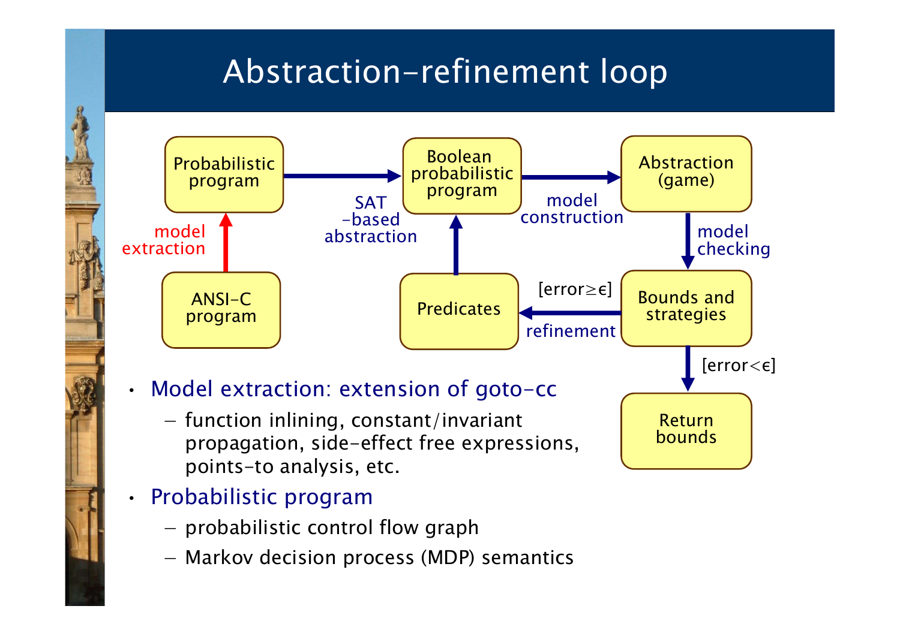# Abstraction-refinement loop

- Model extraction: extension of goto-cc
  - function inlining, constant/invariant propagation, side-effect free expressions, points-to analysis, etc.
- Probabilistic program
  - probabilistic control flow graph
  - Markov decision process (MDP) semantics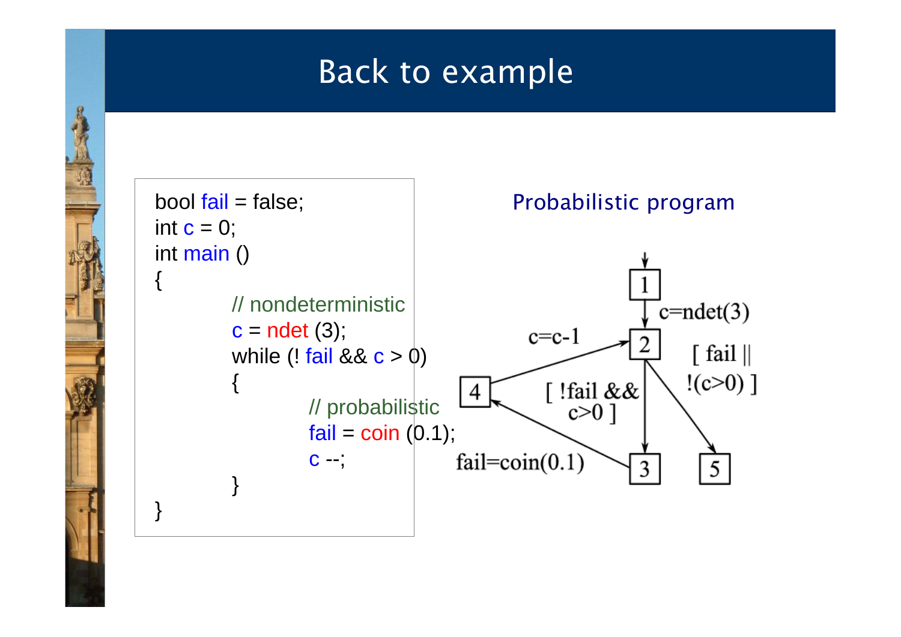# Back to example

```
bool fail = false;
int c = 0;
int main ()
{
        // nondeterministic
        c = ndet (3);
        while (! fail && c > 0)
        {
                // probabilistic
                fail = coin (0.1);
                c --;
        }
}
```

Probabilistic program

1 → 2: c=ndet(3)

2 → 3: [ !fail && c>0 ]

2 → 5: [ fail || !(c>0) ]

3 → 4: fail=coin(0.1)

4 → 2: c=c-1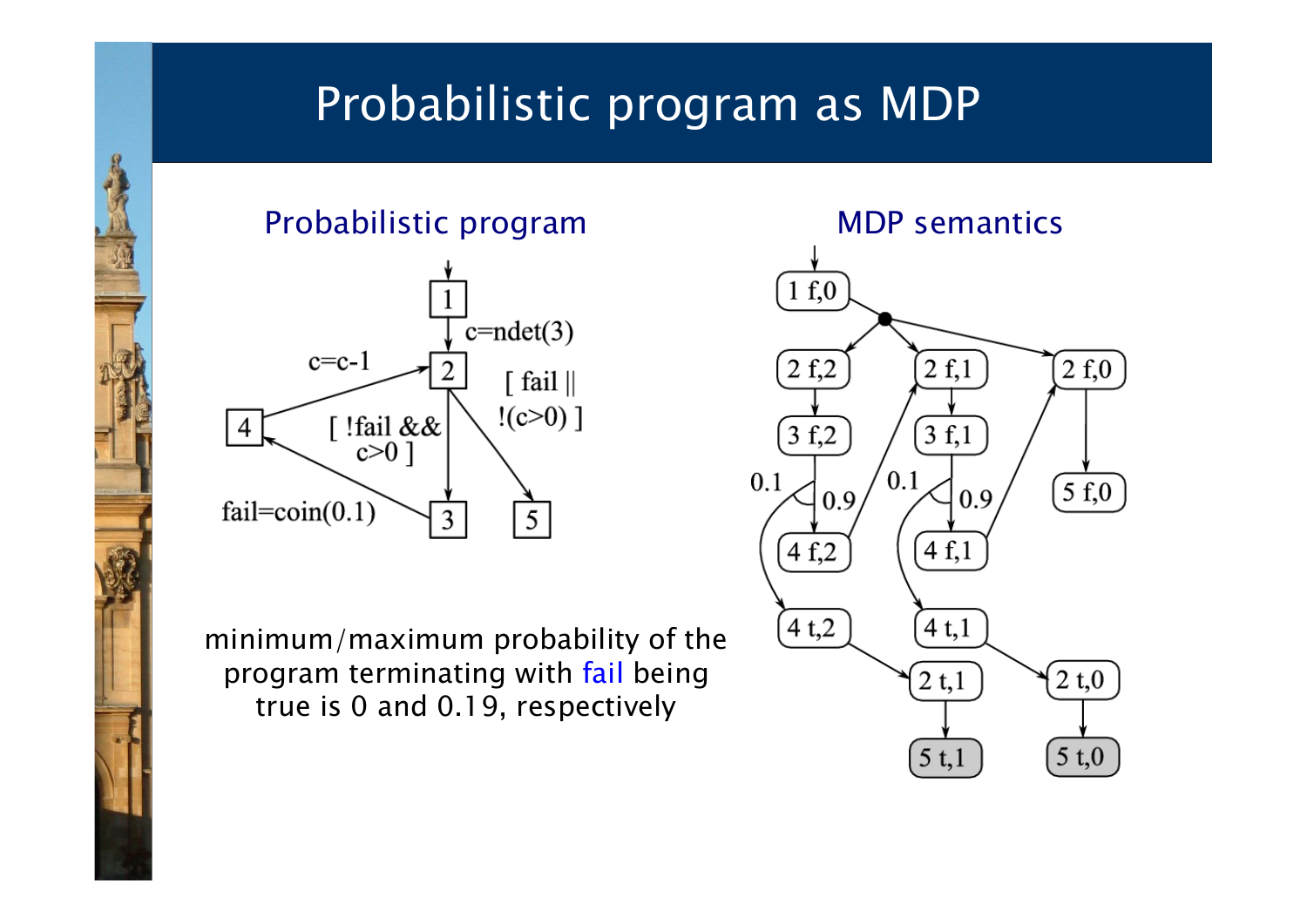# Probabilistic program as MDP

## Probabilistic program

minimum/maximum probability of the program terminating with fail being true is 0 and 0.19, respectively

## MDP semantics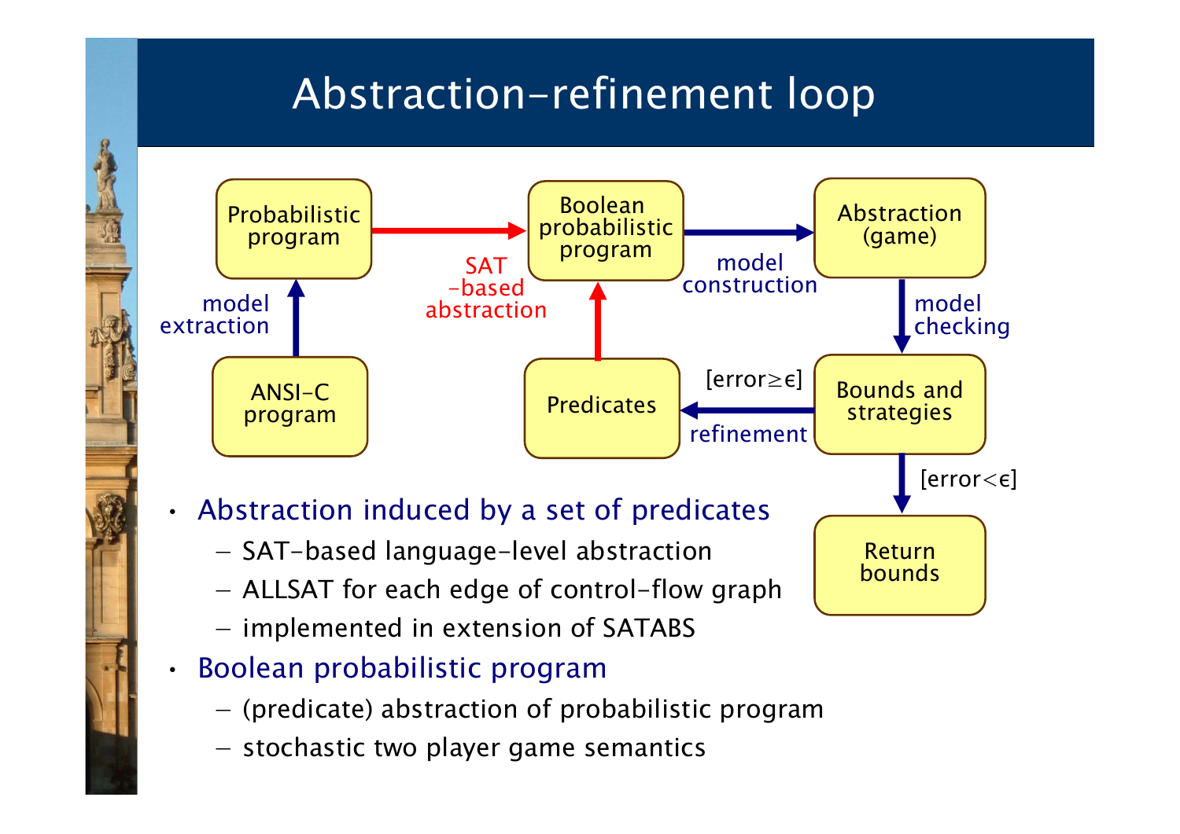# Abstraction-refinement loop

ANSI-C program → (model extraction) → Probabilistic program → (SAT-based abstraction) → Boolean probabilistic program → (model construction) → Abstraction (game) → (model checking) → Bounds and strategies

Bounds and strategies → [error≥ϵ] (refinement) → Predicates → Boolean probabilistic program

Bounds and strategies → [error<ϵ] → Return bounds

- Abstraction induced by a set of predicates
  - SAT-based language-level abstraction
  - ALLSAT for each edge of control-flow graph
  - implemented in extension of SATABS
- Boolean probabilistic program
  - (predicate) abstraction of probabilistic program
  - stochastic two player game semantics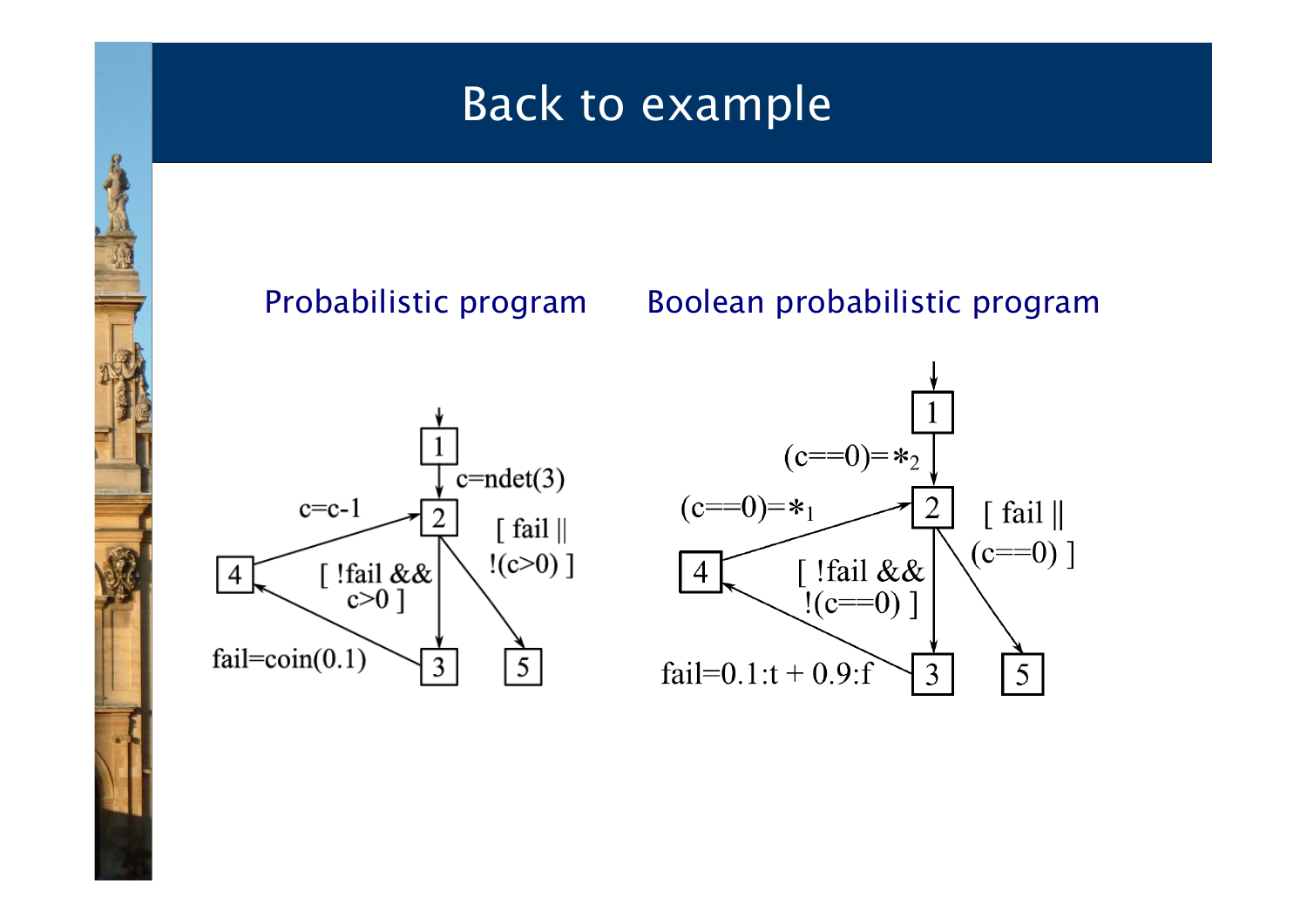# Back to example

Probabilistic program

Boolean probabilistic program

Probabilistic program:

- 1 → 2: c=ndet(3)
- 2 → 3: [ !fail && c>0 ]
- 2 → 5: [ fail || !(c>0) ]
- 3 → 4: fail=coin(0.1)
- 4 → 2: c=c-1

Boolean probabilistic program:

- 1 → 2: (c==0)= $*_2$
- 2 → 3: [ !fail && !(c==0) ]
- 2 → 5: [ fail || (c==0) ]
- 3 → 4: fail=0.1:t + 0.9:f
- 4 → 2: (c==0)= $*_1$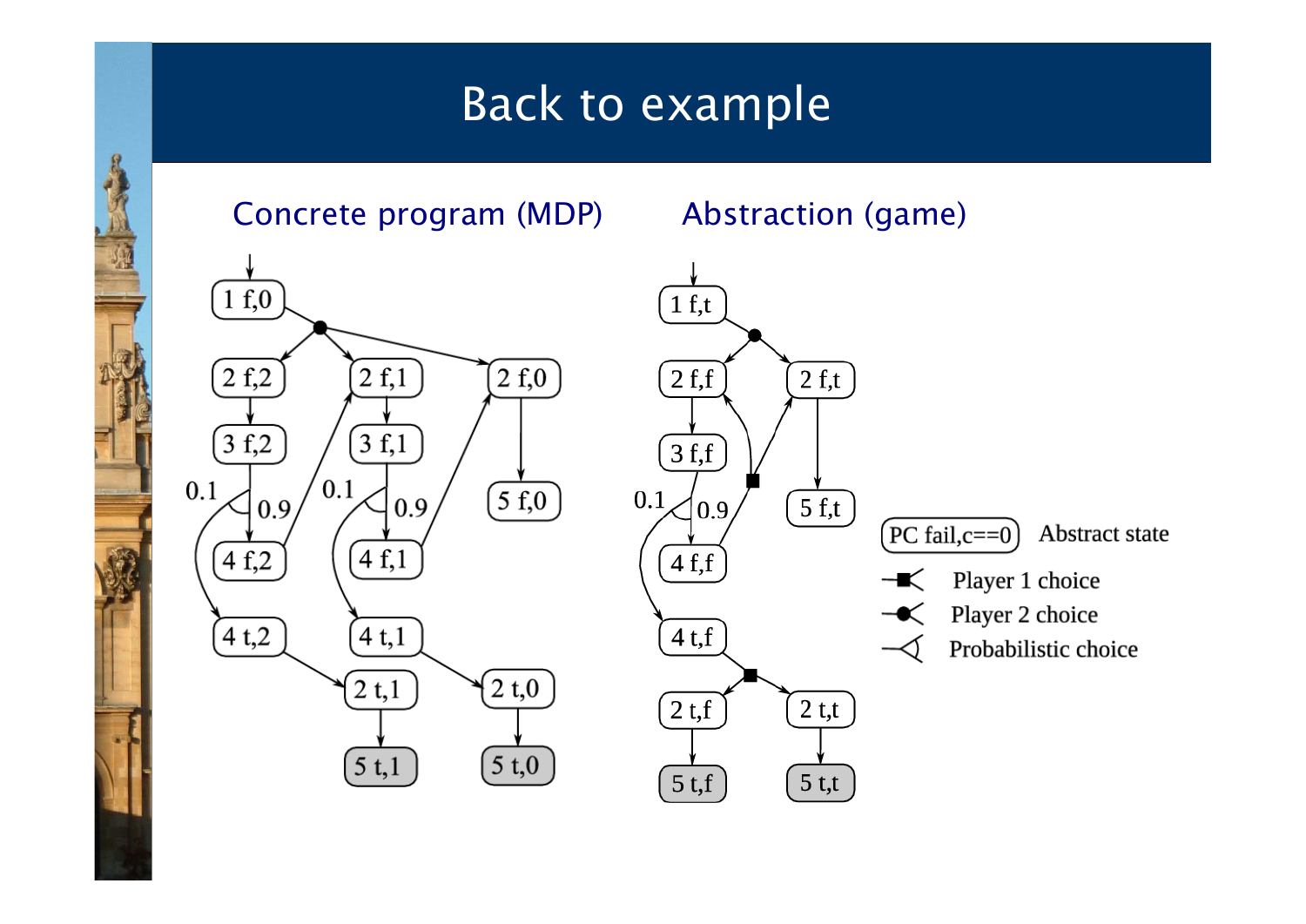# Back to example

Concrete program (MDP)

Abstraction (game)

PC fail,c==0 — Abstract state

Player 1 choice

Player 2 choice

Probabilistic choice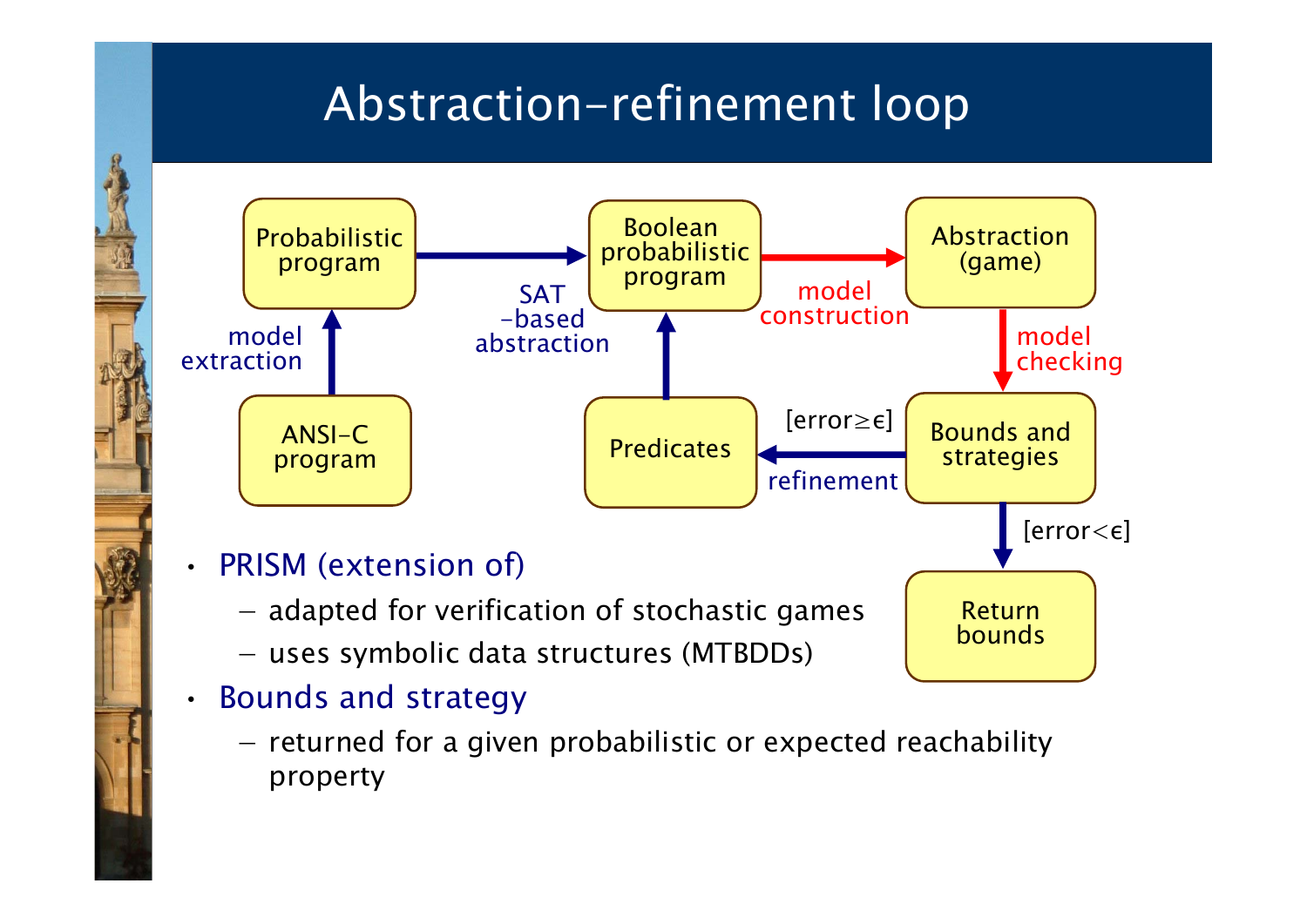# Abstraction-refinement loop

```
ANSI-C program --(model extraction)--> Probabilistic program --(SAT-based abstraction)--> Boolean probabilistic program
Boolean probabilistic program --(model construction)--> Abstraction (game)
Abstraction (game) --(model checking)--> Bounds and strategies
Bounds and strategies --[error≥ε] refinement--> Predicates --> Boolean probabilistic program
Bounds and strategies --[error<ε]--> Return bounds
```

- PRISM (extension of)
  - adapted for verification of stochastic games
  - uses symbolic data structures (MTBDDs)
- Bounds and strategy
  - returned for a given probabilistic or expected reachability property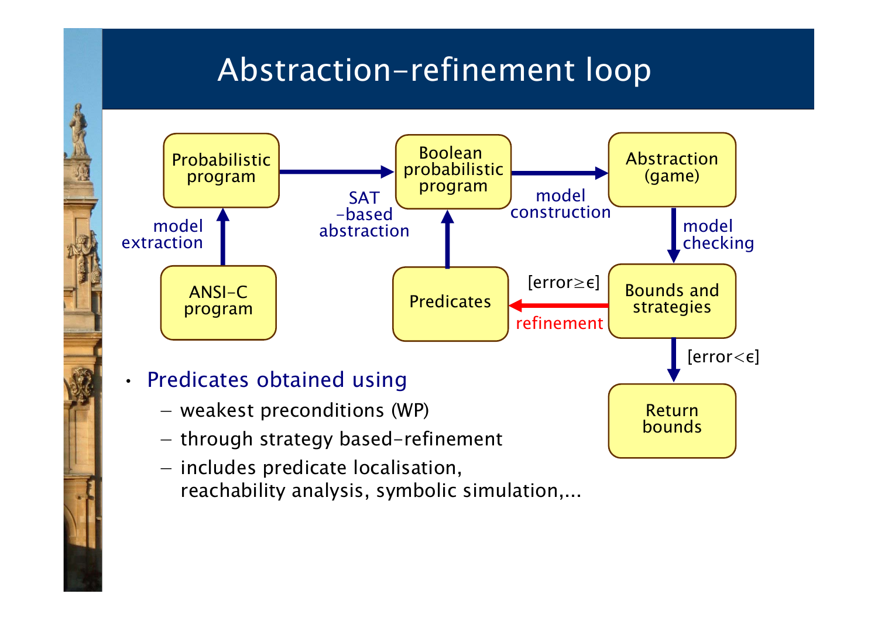# Abstraction-refinement loop

- ANSI-C program → (model extraction) → Probabilistic program
- Probabilistic program → (SAT-based abstraction) → Boolean probabilistic program
- Predicates → Boolean probabilistic program
- Boolean probabilistic program → (model construction) → Abstraction (game)
- Abstraction (game) → (model checking) → Bounds and strategies
- Bounds and strategies → [error≥ϵ] refinement → Predicates
- Bounds and strategies → [error<ϵ] → Return bounds

- Predicates obtained using
  - weakest preconditions (WP)
  - through strategy based-refinement
  - includes predicate localisation, reachability analysis, symbolic simulation,...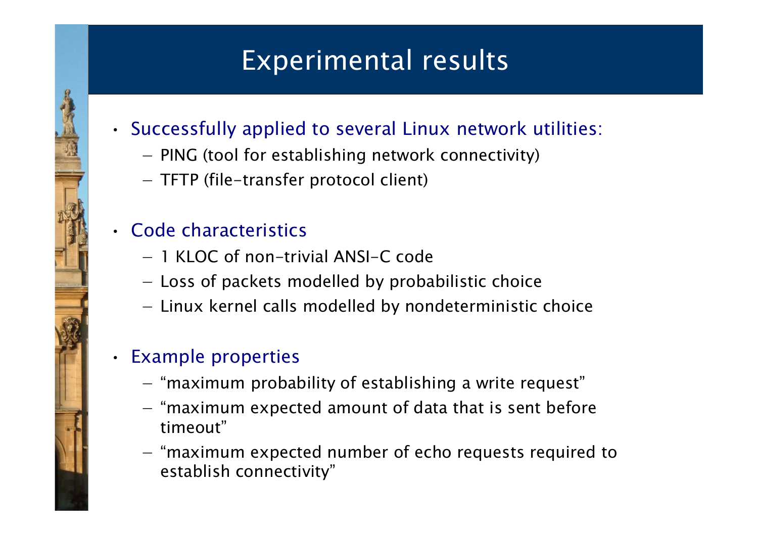# Experimental results

- Successfully applied to several Linux network utilities:
  - PING (tool for establishing network connectivity)
  - TFTP (file-transfer protocol client)
- Code characteristics
  - 1 KLOC of non-trivial ANSI-C code
  - Loss of packets modelled by probabilistic choice
  - Linux kernel calls modelled by nondeterministic choice
- Example properties
  - "maximum probability of establishing a write request"
  - "maximum expected amount of data that is sent before timeout"
  - "maximum expected number of echo requests required to establish connectivity"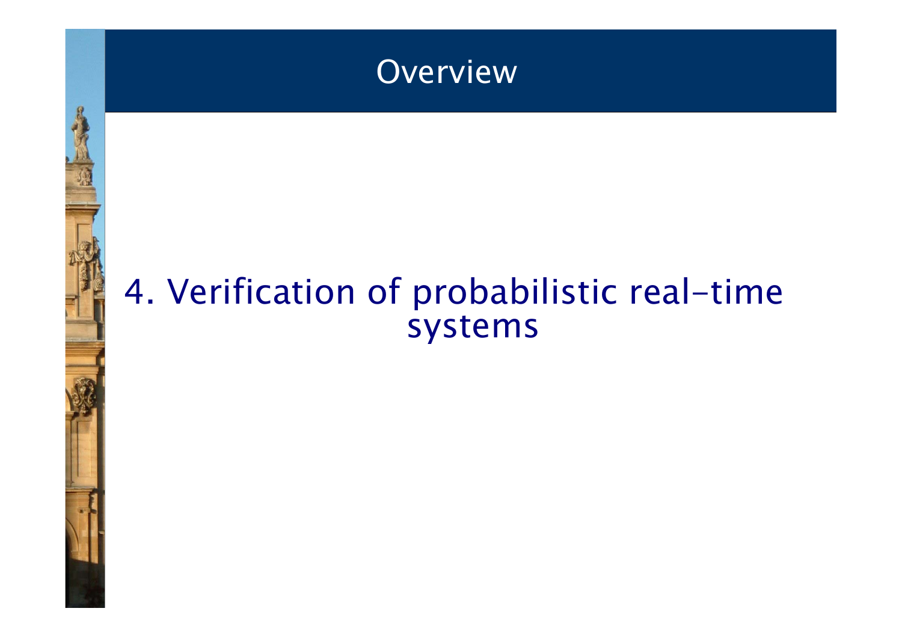# Overview

4. Verification of probabilistic real-time systems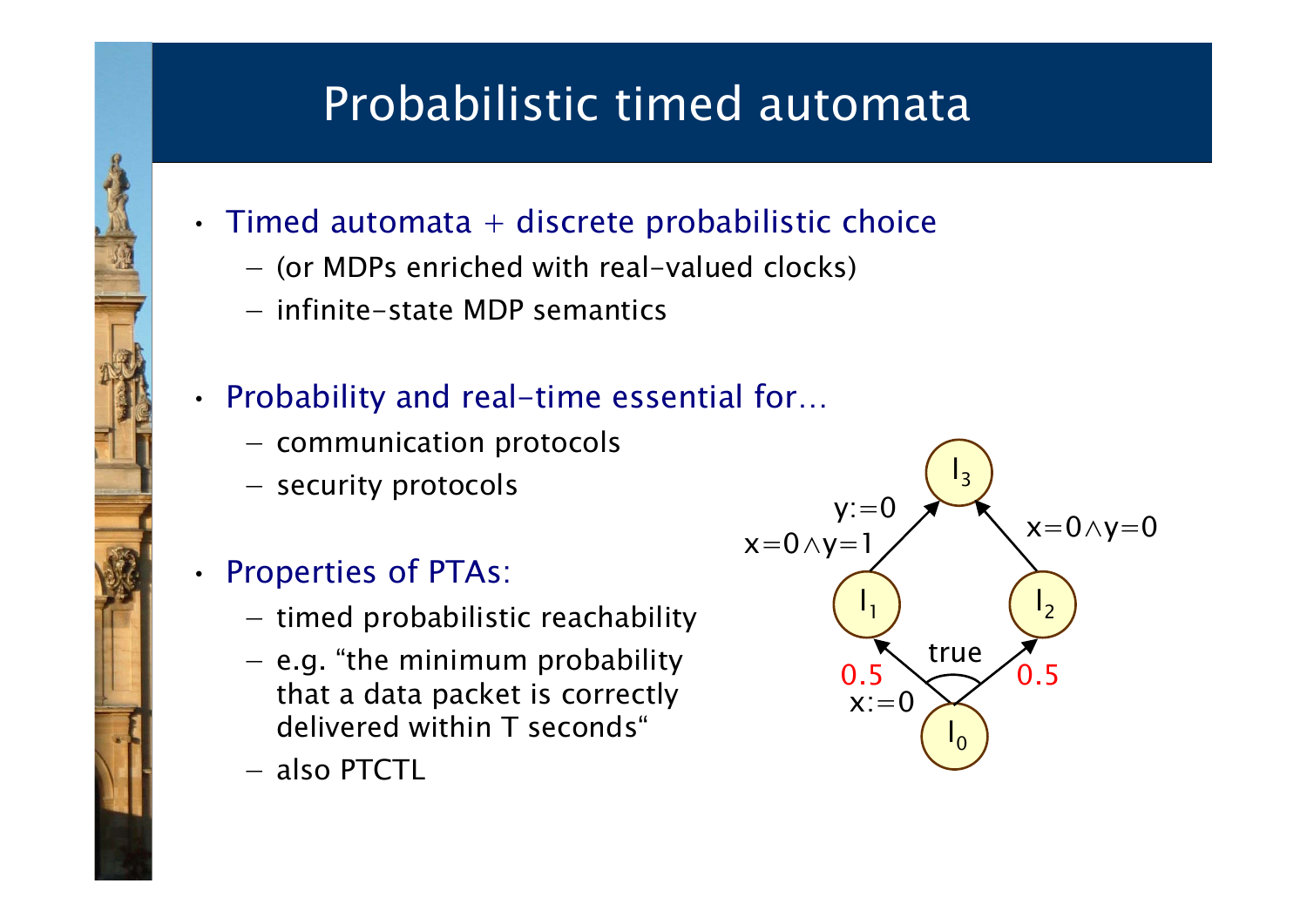# Probabilistic timed automata

- Timed automata + discrete probabilistic choice
  - (or MDPs enriched with real-valued clocks)
  - infinite-state MDP semantics
- Probability and real-time essential for…
  - communication protocols
  - security protocols
- Properties of PTAs:
  - timed probabilistic reachability
  - e.g. "the minimum probability that a data packet is correctly delivered within T seconds"
  - also PTCTL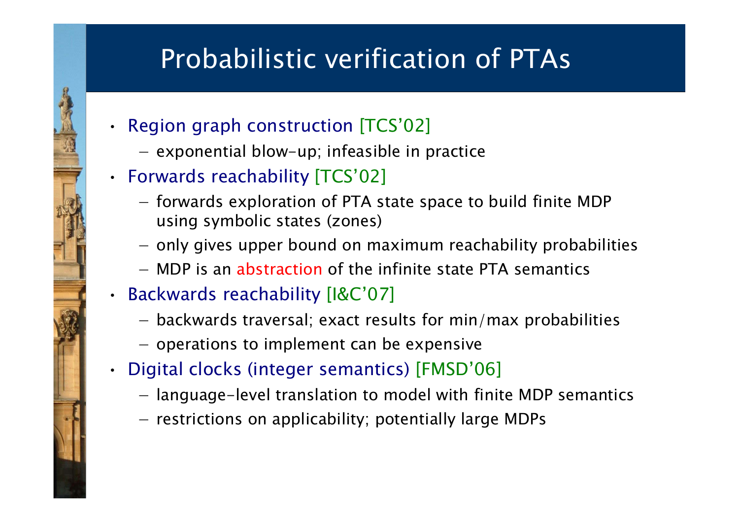# Probabilistic verification of PTAs

- Region graph construction [TCS'02]
  - exponential blow-up; infeasible in practice
- Forwards reachability [TCS'02]
  - forwards exploration of PTA state space to build finite MDP using symbolic states (zones)
  - only gives upper bound on maximum reachability probabilities
  - MDP is an abstraction of the infinite state PTA semantics
- Backwards reachability [I&C'07]
  - backwards traversal; exact results for min/max probabilities
  - operations to implement can be expensive
- Digital clocks (integer semantics) [FMSD'06]
  - language-level translation to model with finite MDP semantics
  - restrictions on applicability; potentially large MDPs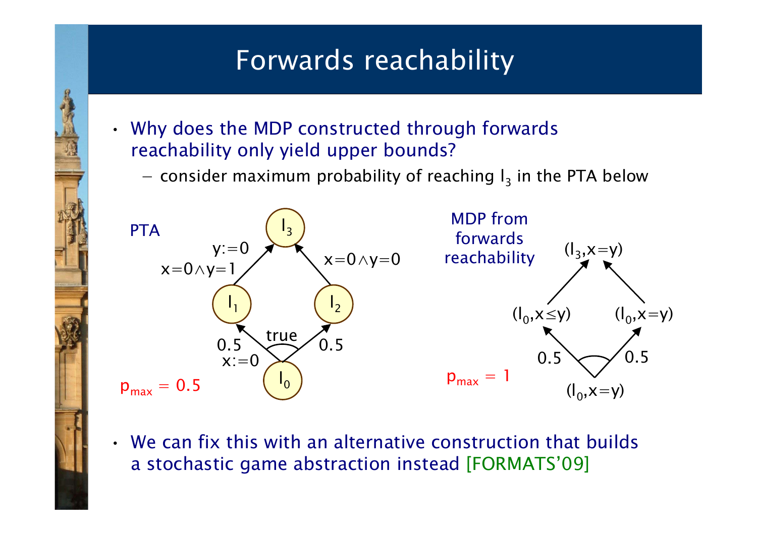# Forwards reachability

- Why does the MDP constructed through forwards reachability only yield upper bounds?
  - consider maximum probability of reaching $l_3$ in the PTA below

PTA

$p_{max} = 0.5$

MDP from forwards reachability

$p_{max} = 1$

- We can fix this with an alternative construction that builds a stochastic game abstraction instead [FORMATS'09]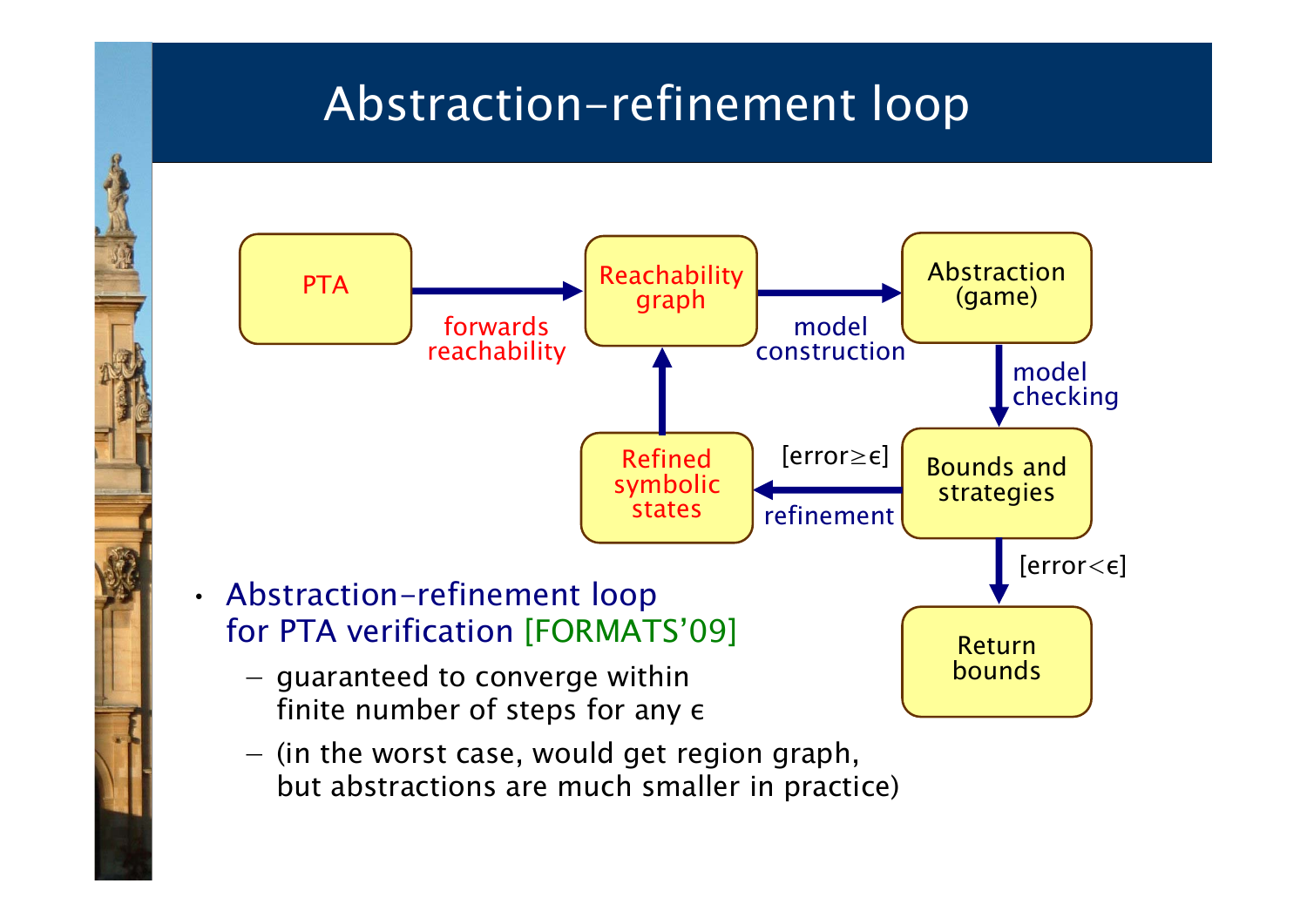# Abstraction-refinement loop

PTA → (forwards reachability) → Reachability graph → (model construction) → Abstraction (game) → (model checking) → Bounds and strategies

Bounds and strategies → [error≥ϵ] (refinement) → Refined symbolic states → Reachability graph

Bounds and strategies → [error<ϵ] → Return bounds

- Abstraction-refinement loop for PTA verification [FORMATS'09]
  - guaranteed to converge within finite number of steps for any ϵ
  - (in the worst case, would get region graph, but abstractions are much smaller in practice)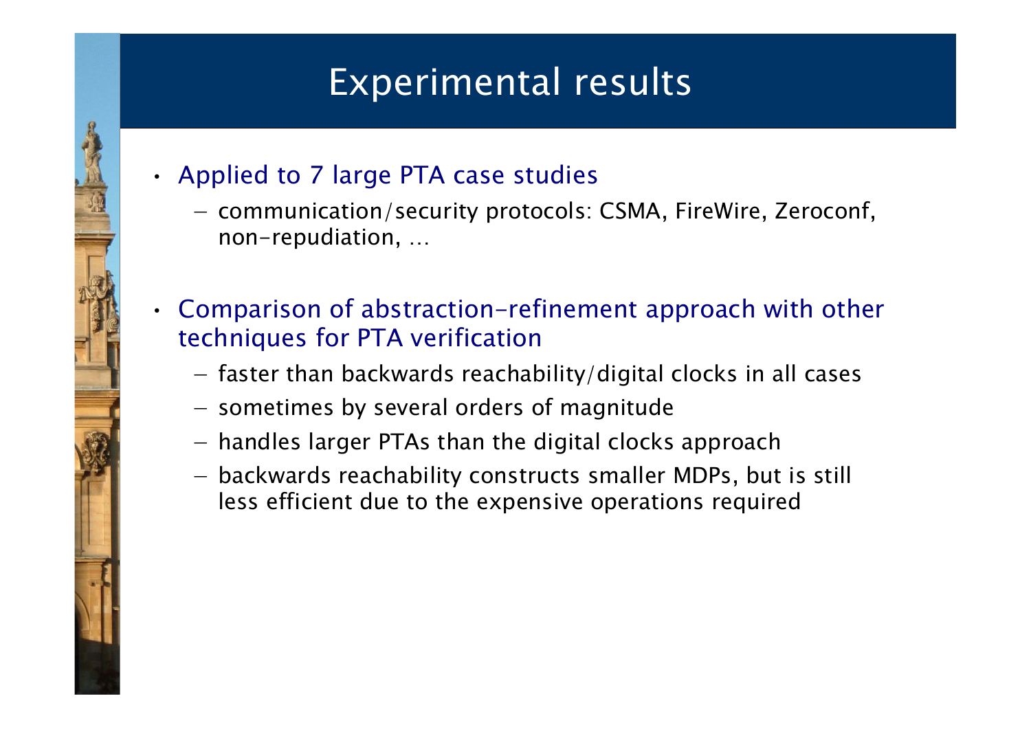# Experimental results

- Applied to 7 large PTA case studies
  - communication/security protocols: CSMA, FireWire, Zeroconf, non-repudiation, …
- Comparison of abstraction-refinement approach with other techniques for PTA verification
  - faster than backwards reachability/digital clocks in all cases
  - sometimes by several orders of magnitude
  - handles larger PTAs than the digital clocks approach
  - backwards reachability constructs smaller MDPs, but is still less efficient due to the expensive operations required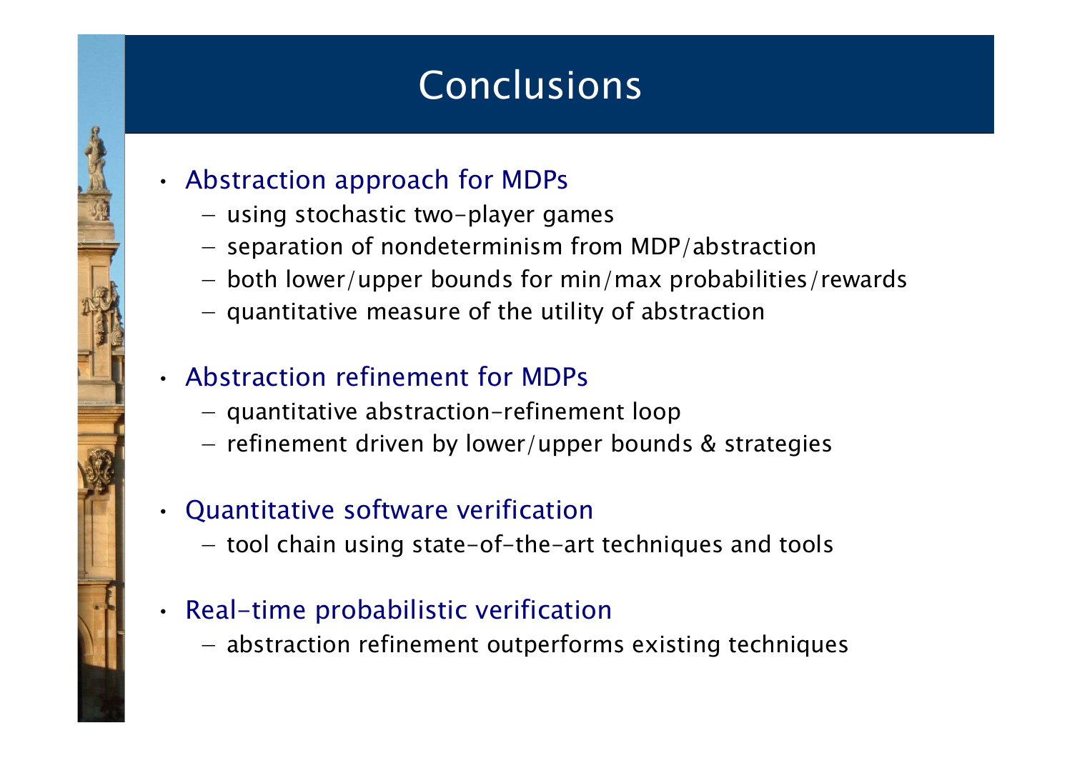# Conclusions

- Abstraction approach for MDPs
  - using stochastic two-player games
  - separation of nondeterminism from MDP/abstraction
  - both lower/upper bounds for min/max probabilities/rewards
  - quantitative measure of the utility of abstraction
- Abstraction refinement for MDPs
  - quantitative abstraction-refinement loop
  - refinement driven by lower/upper bounds & strategies
- Quantitative software verification
  - tool chain using state-of-the-art techniques and tools
- Real-time probabilistic verification
  - abstraction refinement outperforms existing techniques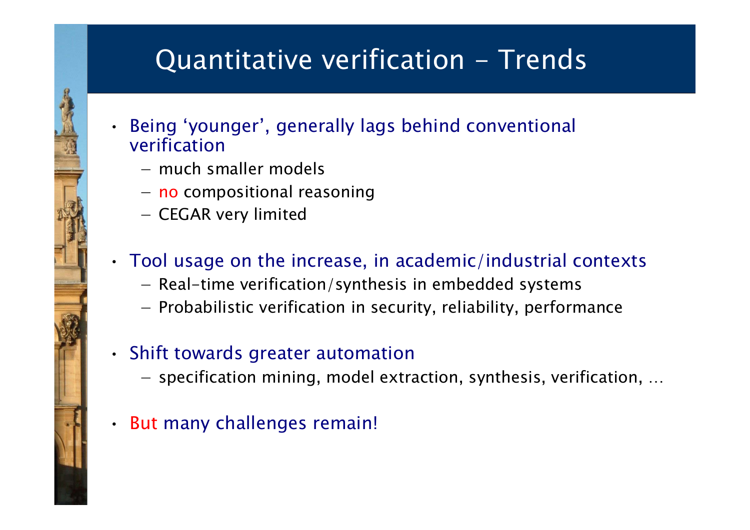# Quantitative verification - Trends

- Being 'younger', generally lags behind conventional verification
  - much smaller models
  - no compositional reasoning
  - CEGAR very limited
- Tool usage on the increase, in academic/industrial contexts
  - Real-time verification/synthesis in embedded systems
  - Probabilistic verification in security, reliability, performance
- Shift towards greater automation
  - specification mining, model extraction, synthesis, verification, …
- But many challenges remain!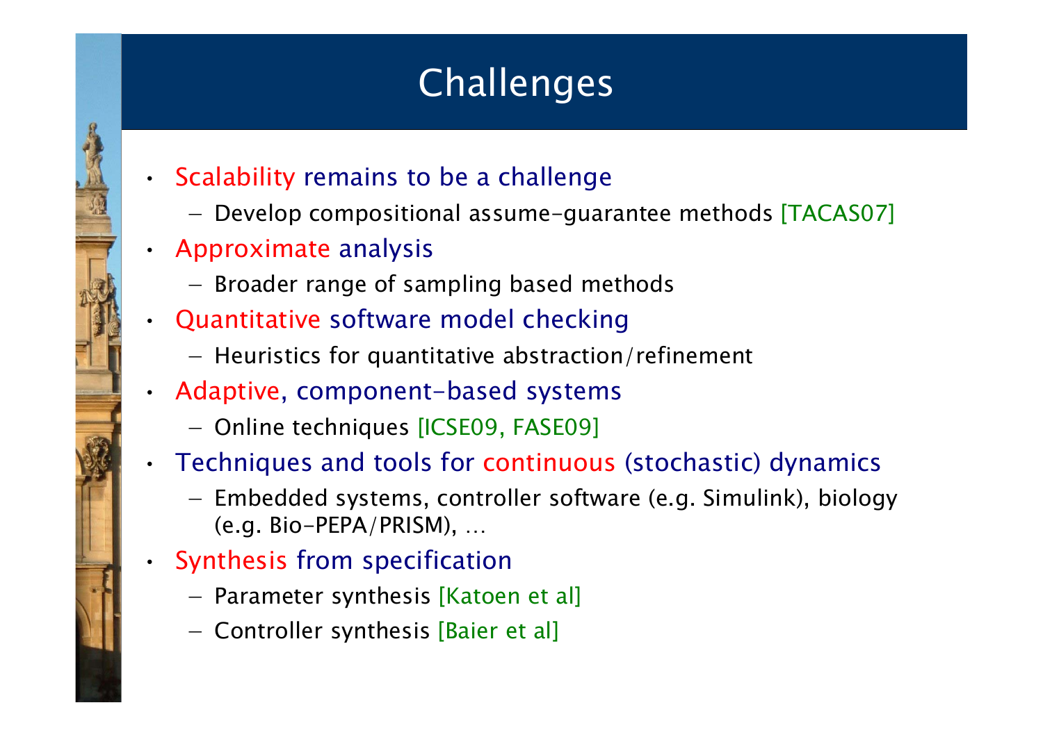# Challenges

- Scalability remains to be a challenge
  - Develop compositional assume-guarantee methods [TACAS07]
- Approximate analysis
  - Broader range of sampling based methods
- Quantitative software model checking
  - Heuristics for quantitative abstraction/refinement
- Adaptive, component-based systems
  - Online techniques [ICSE09, FASE09]
- Techniques and tools for continuous (stochastic) dynamics
  - Embedded systems, controller software (e.g. Simulink), biology (e.g. Bio-PEPA/PRISM), …
- Synthesis from specification
  - Parameter synthesis [Katoen et al]
  - Controller synthesis [Baier et al]